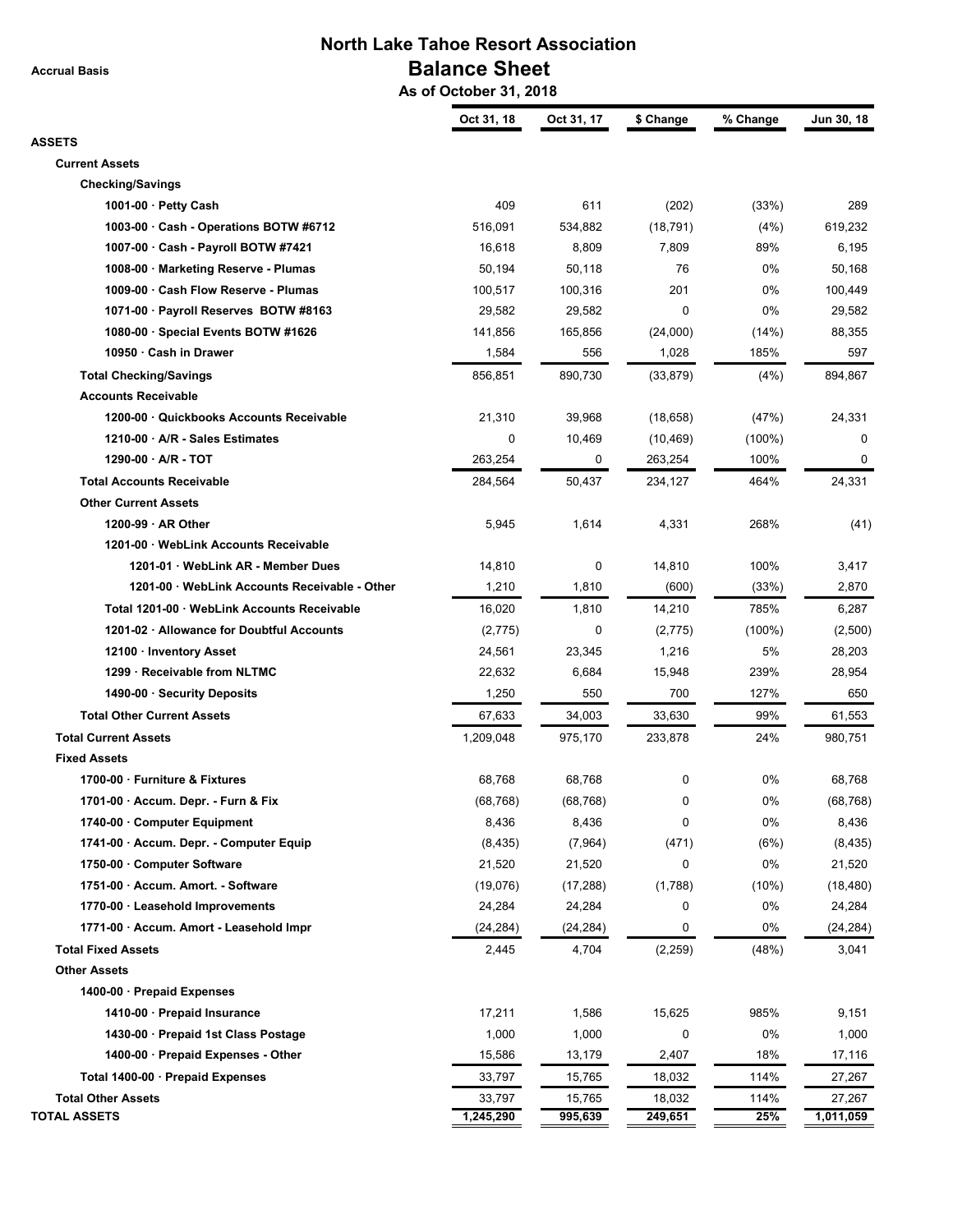# North Lake Tahoe Resort Association

## Balance Sheet

**As of October 31, 2018**

Accrual Basis

| | Oct 31, 18 | Oct 31, 17 | $ Change | % Change | Jun 30, 18 |
|---|---|---|---|---|---|
| **ASSETS** | | | | | |
| **Current Assets** | | | | | |
| **Checking/Savings** | | | | | |
| **1001-00 · Petty Cash** | 409 | 611 | (202) | (33%) | 289 |
| **1003-00 · Cash - Operations BOTW #6712** | 516,091 | 534,882 | (18,791) | (4%) | 619,232 |
| **1007-00 · Cash - Payroll BOTW #7421** | 16,618 | 8,809 | 7,809 | 89% | 6,195 |
| **1008-00 · Marketing Reserve - Plumas** | 50,194 | 50,118 | 76 | 0% | 50,168 |
| **1009-00 · Cash Flow Reserve - Plumas** | 100,517 | 100,316 | 201 | 0% | 100,449 |
| **1071-00 · Payroll Reserves BOTW #8163** | 29,582 | 29,582 | 0 | 0% | 29,582 |
| **1080-00 · Special Events BOTW #1626** | 141,856 | 165,856 | (24,000) | (14%) | 88,355 |
| **10950 · Cash in Drawer** | 1,584 | 556 | 1,028 | 185% | 597 |
| **Total Checking/Savings** | 856,851 | 890,730 | (33,879) | (4%) | 894,867 |
| **Accounts Receivable** | | | | | |
| **1200-00 · Quickbooks Accounts Receivable** | 21,310 | 39,968 | (18,658) | (47%) | 24,331 |
| **1210-00 · A/R - Sales Estimates** | 0 | 10,469 | (10,469) | (100%) | 0 |
| **1290-00 · A/R - TOT** | 263,254 | 0 | 263,254 | 100% | 0 |
| **Total Accounts Receivable** | 284,564 | 50,437 | 234,127 | 464% | 24,331 |
| **Other Current Assets** | | | | | |
| **1200-99 · AR Other** | 5,945 | 1,614 | 4,331 | 268% | (41) |
| **1201-00 · WebLink Accounts Receivable** | | | | | |
| **1201-01 · WebLink AR - Member Dues** | 14,810 | 0 | 14,810 | 100% | 3,417 |
| **1201-00 · WebLink Accounts Receivable - Other** | 1,210 | 1,810 | (600) | (33%) | 2,870 |
| **Total 1201-00 · WebLink Accounts Receivable** | 16,020 | 1,810 | 14,210 | 785% | 6,287 |
| **1201-02 · Allowance for Doubtful Accounts** | (2,775) | 0 | (2,775) | (100%) | (2,500) |
| **12100 · Inventory Asset** | 24,561 | 23,345 | 1,216 | 5% | 28,203 |
| **1299 · Receivable from NLTMC** | 22,632 | 6,684 | 15,948 | 239% | 28,954 |
| **1490-00 · Security Deposits** | 1,250 | 550 | 700 | 127% | 650 |
| **Total Other Current Assets** | 67,633 | 34,003 | 33,630 | 99% | 61,553 |
| **Total Current Assets** | 1,209,048 | 975,170 | 233,878 | 24% | 980,751 |
| **Fixed Assets** | | | | | |
| **1700-00 · Furniture & Fixtures** | 68,768 | 68,768 | 0 | 0% | 68,768 |
| **1701-00 · Accum. Depr. - Furn & Fix** | (68,768) | (68,768) | 0 | 0% | (68,768) |
| **1740-00 · Computer Equipment** | 8,436 | 8,436 | 0 | 0% | 8,436 |
| **1741-00 · Accum. Depr. - Computer Equip** | (8,435) | (7,964) | (471) | (6%) | (8,435) |
| **1750-00 · Computer Software** | 21,520 | 21,520 | 0 | 0% | 21,520 |
| **1751-00 · Accum. Amort. - Software** | (19,076) | (17,288) | (1,788) | (10%) | (18,480) |
| **1770-00 · Leasehold Improvements** | 24,284 | 24,284 | 0 | 0% | 24,284 |
| **1771-00 · Accum. Amort - Leasehold Impr** | (24,284) | (24,284) | 0 | 0% | (24,284) |
| **Total Fixed Assets** | 2,445 | 4,704 | (2,259) | (48%) | 3,041 |
| **Other Assets** | | | | | |
| **1400-00 · Prepaid Expenses** | | | | | |
| **1410-00 · Prepaid Insurance** | 17,211 | 1,586 | 15,625 | 985% | 9,151 |
| **1430-00 · Prepaid 1st Class Postage** | 1,000 | 1,000 | 0 | 0% | 1,000 |
| **1400-00 · Prepaid Expenses - Other** | 15,586 | 13,179 | 2,407 | 18% | 17,116 |
| **Total 1400-00 · Prepaid Expenses** | 33,797 | 15,765 | 18,032 | 114% | 27,267 |
| **Total Other Assets** | 33,797 | 15,765 | 18,032 | 114% | 27,267 |
| **TOTAL ASSETS** | 1,245,290 | 995,639 | 249,651 | 25% | 1,011,059 |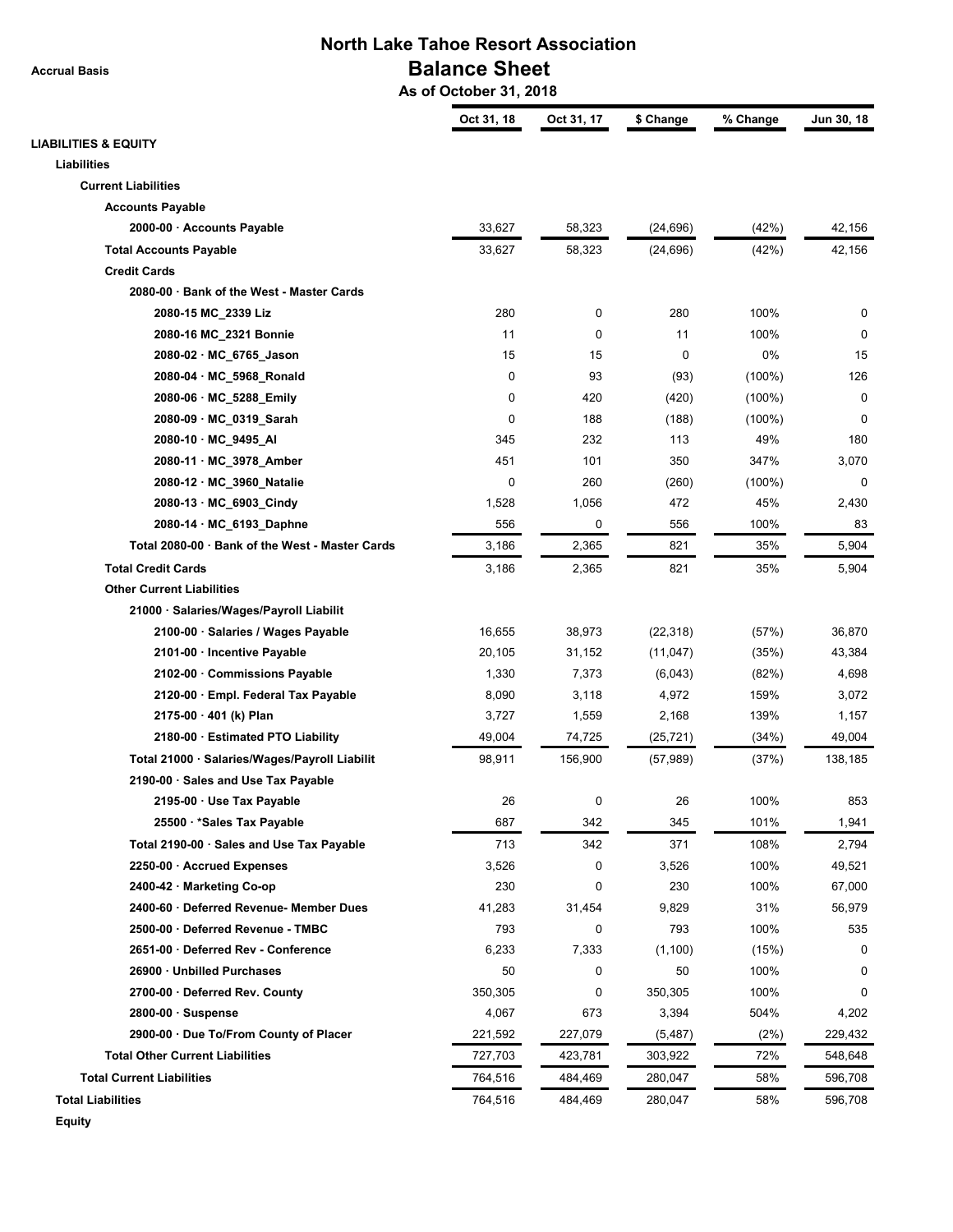# North Lake Tahoe Resort Association

## Balance Sheet

**As of October 31, 2018**

Accrual Basis

| | Oct 31, 18 | Oct 31, 17 | $ Change | % Change | Jun 30, 18 |
|---|---|---|---|---|---|
| **LIABILITIES & EQUITY** | | | | | |
| **Liabilities** | | | | | |
| **Current Liabilities** | | | | | |
| **Accounts Payable** | | | | | |
| **2000-00 · Accounts Payable** | 33,627 | 58,323 | (24,696) | (42%) | 42,156 |
| **Total Accounts Payable** | 33,627 | 58,323 | (24,696) | (42%) | 42,156 |
| **Credit Cards** | | | | | |
| **2080-00 · Bank of the West - Master Cards** | | | | | |
| **2080-15 MC_2339 Liz** | 280 | 0 | 280 | 100% | 0 |
| **2080-16 MC_2321 Bonnie** | 11 | 0 | 11 | 100% | 0 |
| **2080-02 · MC_6765_Jason** | 15 | 15 | 0 | 0% | 15 |
| **2080-04 · MC_5968_Ronald** | 0 | 93 | (93) | (100%) | 126 |
| **2080-06 · MC_5288_Emily** | 0 | 420 | (420) | (100%) | 0 |
| **2080-09 · MC_0319_Sarah** | 0 | 188 | (188) | (100%) | 0 |
| **2080-10 · MC_9495_Al** | 345 | 232 | 113 | 49% | 180 |
| **2080-11 · MC_3978_Amber** | 451 | 101 | 350 | 347% | 3,070 |
| **2080-12 · MC_3960_Natalie** | 0 | 260 | (260) | (100%) | 0 |
| **2080-13 · MC_6903_Cindy** | 1,528 | 1,056 | 472 | 45% | 2,430 |
| **2080-14 · MC_6193_Daphne** | 556 | 0 | 556 | 100% | 83 |
| **Total 2080-00 · Bank of the West - Master Cards** | 3,186 | 2,365 | 821 | 35% | 5,904 |
| **Total Credit Cards** | 3,186 | 2,365 | 821 | 35% | 5,904 |
| **Other Current Liabilities** | | | | | |
| **21000 · Salaries/Wages/Payroll Liabilit** | | | | | |
| **2100-00 · Salaries / Wages Payable** | 16,655 | 38,973 | (22,318) | (57%) | 36,870 |
| **2101-00 · Incentive Payable** | 20,105 | 31,152 | (11,047) | (35%) | 43,384 |
| **2102-00 · Commissions Payable** | 1,330 | 7,373 | (6,043) | (82%) | 4,698 |
| **2120-00 · Empl. Federal Tax Payable** | 8,090 | 3,118 | 4,972 | 159% | 3,072 |
| **2175-00 · 401 (k) Plan** | 3,727 | 1,559 | 2,168 | 139% | 1,157 |
| **2180-00 · Estimated PTO Liability** | 49,004 | 74,725 | (25,721) | (34%) | 49,004 |
| **Total 21000 · Salaries/Wages/Payroll Liabilit** | 98,911 | 156,900 | (57,989) | (37%) | 138,185 |
| **2190-00 · Sales and Use Tax Payable** | | | | | |
| **2195-00 · Use Tax Payable** | 26 | 0 | 26 | 100% | 853 |
| **25500 · *Sales Tax Payable** | 687 | 342 | 345 | 101% | 1,941 |
| **Total 2190-00 · Sales and Use Tax Payable** | 713 | 342 | 371 | 108% | 2,794 |
| **2250-00 · Accrued Expenses** | 3,526 | 0 | 3,526 | 100% | 49,521 |
| **2400-42 · Marketing Co-op** | 230 | 0 | 230 | 100% | 67,000 |
| **2400-60 · Deferred Revenue- Member Dues** | 41,283 | 31,454 | 9,829 | 31% | 56,979 |
| **2500-00 · Deferred Revenue - TMBC** | 793 | 0 | 793 | 100% | 535 |
| **2651-00 · Deferred Rev - Conference** | 6,233 | 7,333 | (1,100) | (15%) | 0 |
| **26900 · Unbilled Purchases** | 50 | 0 | 50 | 100% | 0 |
| **2700-00 · Deferred Rev. County** | 350,305 | 0 | 350,305 | 100% | 0 |
| **2800-00 · Suspense** | 4,067 | 673 | 3,394 | 504% | 4,202 |
| **2900-00 · Due To/From County of Placer** | 221,592 | 227,079 | (5,487) | (2%) | 229,432 |
| **Total Other Current Liabilities** | 727,703 | 423,781 | 303,922 | 72% | 548,648 |
| **Total Current Liabilities** | 764,516 | 484,469 | 280,047 | 58% | 596,708 |
| **Total Liabilities** | 764,516 | 484,469 | 280,047 | 58% | 596,708 |
| **Equity** | | | | | |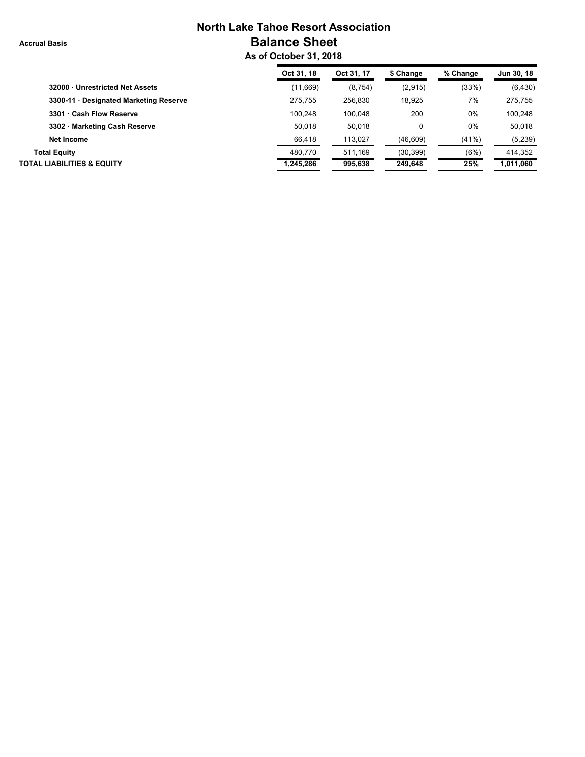# North Lake Tahoe Resort Association

## Balance Sheet

### As of October 31, 2018

Accrual Basis

| | Oct 31, 18 | Oct 31, 17 | $ Change | % Change | Jun 30, 18 |
|---|---|---|---|---|---|
| **32000 · Unrestricted Net Assets** | (11,669) | (8,754) | (2,915) | (33%) | (6,430) |
| **3300-11 · Designated Marketing Reserve** | 275,755 | 256,830 | 18,925 | 7% | 275,755 |
| **3301 · Cash Flow Reserve** | 100,248 | 100,048 | 200 | 0% | 100,248 |
| **3302 · Marketing Cash Reserve** | 50,018 | 50,018 | 0 | 0% | 50,018 |
| **Net Income** | 66,418 | 113,027 | (46,609) | (41%) | (5,239) |
| **Total Equity** | 480,770 | 511,169 | (30,399) | (6%) | 414,352 |
| **TOTAL LIABILITIES & EQUITY** | **1,245,286** | **995,638** | **249,648** | **25%** | **1,011,060** |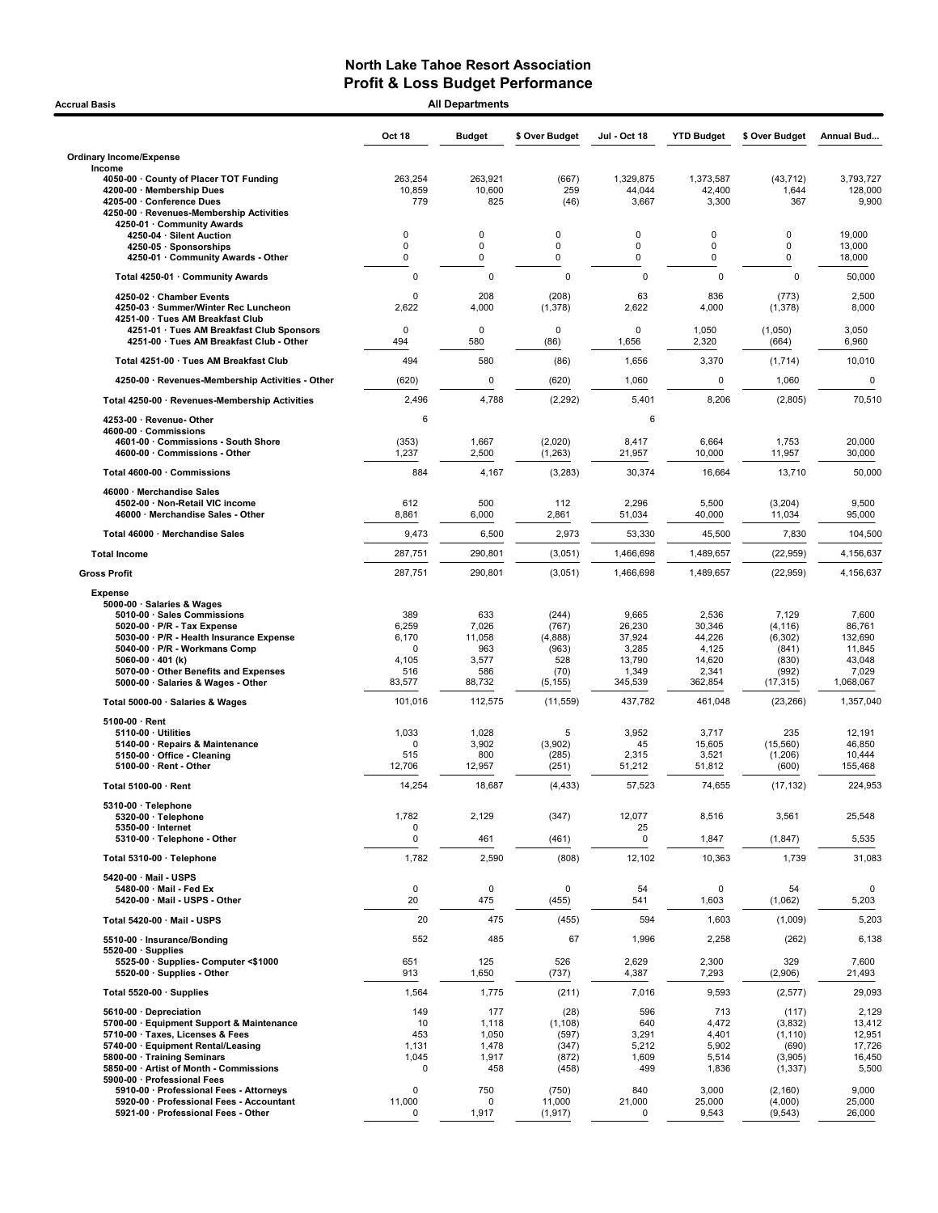# North Lake Tahoe Resort Association
## Profit & Loss Budget Performance

**Accrual Basis** — **All Departments**

| | Oct 18 | Budget | $ Over Budget | Jul - Oct 18 | YTD Budget | $ Over Budget | Annual Bud... |
|---|---|---|---|---|---|---|---|
| **Ordinary Income/Expense** | | | | | | | |
| **Income** | | | | | | | |
| 4050-00 · County of Placer TOT Funding | 263,254 | 263,921 | (667) | 1,329,875 | 1,373,587 | (43,712) | 3,793,727 |
| 4200-00 · Membership Dues | 10,859 | 10,600 | 259 | 44,044 | 42,400 | 1,644 | 128,000 |
| 4205-00 · Conference Dues | 779 | 825 | (46) | 3,667 | 3,300 | 367 | 9,900 |
| 4250-00 · Revenues-Membership Activities | | | | | | | |
| 4250-01 · Community Awards | | | | | | | |
| 4250-04 · Silent Auction | 0 | 0 | 0 | 0 | 0 | 0 | 19,000 |
| 4250-05 · Sponsorships | 0 | 0 | 0 | 0 | 0 | 0 | 13,000 |
| 4250-01 · Community Awards - Other | 0 | 0 | 0 | 0 | 0 | 0 | 18,000 |
| Total 4250-01 · Community Awards | 0 | 0 | 0 | 0 | 0 | 0 | 50,000 |
| 4250-02 · Chamber Events | 0 | 208 | (208) | 63 | 836 | (773) | 2,500 |
| 4250-03 · Summer/Winter Rec Luncheon | 2,622 | 4,000 | (1,378) | 2,622 | 4,000 | (1,378) | 8,000 |
| 4251-00 · Tues AM Breakfast Club | | | | | | | |
| 4251-01 · Tues AM Breakfast Club Sponsors | 0 | 0 | 0 | 0 | 1,050 | (1,050) | 3,050 |
| 4251-00 · Tues AM Breakfast Club - Other | 494 | 580 | (86) | 1,656 | 2,320 | (664) | 6,960 |
| Total 4251-00 · Tues AM Breakfast Club | 494 | 580 | (86) | 1,656 | 3,370 | (1,714) | 10,010 |
| 4250-00 · Revenues-Membership Activities - Other | (620) | 0 | (620) | 1,060 | 0 | 1,060 | 0 |
| Total 4250-00 · Revenues-Membership Activities | 2,496 | 4,788 | (2,292) | 5,401 | 8,206 | (2,805) | 70,510 |
| 4253-00 · Revenue- Other | 6 | | | 6 | | | |
| 4600-00 · Commissions | | | | | | | |
| 4601-00 · Commissions - South Shore | (353) | 1,667 | (2,020) | 8,417 | 6,664 | 1,753 | 20,000 |
| 4600-00 · Commissions - Other | 1,237 | 2,500 | (1,263) | 21,957 | 10,000 | 11,957 | 30,000 |
| Total 4600-00 · Commissions | 884 | 4,167 | (3,283) | 30,374 | 16,664 | 13,710 | 50,000 |
| 46000 · Merchandise Sales | | | | | | | |
| 4502-00 · Non-Retail VIC income | 612 | 500 | 112 | 2,296 | 5,500 | (3,204) | 9,500 |
| 46000 · Merchandise Sales - Other | 8,861 | 6,000 | 2,861 | 51,034 | 40,000 | 11,034 | 95,000 |
| Total 46000 · Merchandise Sales | 9,473 | 6,500 | 2,973 | 53,330 | 45,500 | 7,830 | 104,500 |
| **Total Income** | 287,751 | 290,801 | (3,051) | 1,466,698 | 1,489,657 | (22,959) | 4,156,637 |
| **Gross Profit** | 287,751 | 290,801 | (3,051) | 1,466,698 | 1,489,657 | (22,959) | 4,156,637 |
| **Expense** | | | | | | | |
| 5000-00 · Salaries & Wages | | | | | | | |
| 5010-00 · Sales Commissions | 389 | 633 | (244) | 9,665 | 2,536 | 7,129 | 7,600 |
| 5020-00 · P/R - Tax Expense | 6,259 | 7,026 | (767) | 26,230 | 30,346 | (4,116) | 86,761 |
| 5030-00 · P/R - Health Insurance Expense | 6,170 | 11,058 | (4,888) | 37,924 | 44,226 | (6,302) | 132,690 |
| 5040-00 · P/R - Workmans Comp | 0 | 963 | (963) | 3,285 | 4,125 | (841) | 11,845 |
| 5060-00 · 401 (k) | 4,105 | 3,577 | 528 | 13,790 | 14,620 | (830) | 43,048 |
| 5070-00 · Other Benefits and Expenses | 516 | 586 | (70) | 1,349 | 2,341 | (992) | 7,029 |
| 5000-00 · Salaries & Wages - Other | 83,577 | 88,732 | (5,155) | 345,539 | 362,854 | (17,315) | 1,068,067 |
| Total 5000-00 · Salaries & Wages | 101,016 | 112,575 | (11,559) | 437,782 | 461,048 | (23,266) | 1,357,040 |
| 5100-00 · Rent | | | | | | | |
| 5110-00 · Utilities | 1,033 | 1,028 | 5 | 3,952 | 3,717 | 235 | 12,191 |
| 5140-00 · Repairs & Maintenance | 0 | 3,902 | (3,902) | 45 | 15,605 | (15,560) | 46,850 |
| 5150-00 · Office - Cleaning | 515 | 800 | (285) | 2,315 | 3,521 | (1,206) | 10,444 |
| 5100-00 · Rent - Other | 12,706 | 12,957 | (251) | 51,212 | 51,812 | (600) | 155,468 |
| Total 5100-00 · Rent | 14,254 | 18,687 | (4,433) | 57,523 | 74,655 | (17,132) | 224,953 |
| 5310-00 · Telephone | | | | | | | |
| 5320-00 · Telephone | 1,782 | 2,129 | (347) | 12,077 | 8,516 | 3,561 | 25,548 |
| 5350-00 · Internet | 0 | | | 25 | | | |
| 5310-00 · Telephone - Other | 0 | 461 | (461) | 0 | 1,847 | (1,847) | 5,535 |
| Total 5310-00 · Telephone | 1,782 | 2,590 | (808) | 12,102 | 10,363 | 1,739 | 31,083 |
| 5420-00 · Mail - USPS | | | | | | | |
| 5480-00 · Mail - Fed Ex | 0 | 0 | 0 | 54 | 0 | 54 | 0 |
| 5420-00 · Mail - USPS - Other | 20 | 475 | (455) | 541 | 1,603 | (1,062) | 5,203 |
| Total 5420-00 · Mail - USPS | 20 | 475 | (455) | 594 | 1,603 | (1,009) | 5,203 |
| 5510-00 · Insurance/Bonding | 552 | 485 | 67 | 1,996 | 2,258 | (262) | 6,138 |
| 5520-00 · Supplies | | | | | | | |
| 5525-00 · Supplies- Computer <$1000 | 651 | 125 | 526 | 2,629 | 2,300 | 329 | 7,600 |
| 5520-00 · Supplies - Other | 913 | 1,650 | (737) | 4,387 | 7,293 | (2,906) | 21,493 |
| Total 5520-00 · Supplies | 1,564 | 1,775 | (211) | 7,016 | 9,593 | (2,577) | 29,093 |
| 5610-00 · Depreciation | 149 | 177 | (28) | 596 | 713 | (117) | 2,129 |
| 5700-00 · Equipment Support & Maintenance | 10 | 1,118 | (1,108) | 640 | 4,472 | (3,832) | 13,412 |
| 5710-00 · Taxes, Licenses & Fees | 453 | 1,050 | (597) | 3,291 | 4,401 | (1,110) | 12,951 |
| 5740-00 · Equipment Rental/Leasing | 1,131 | 1,478 | (347) | 5,212 | 5,902 | (690) | 17,726 |
| 5800-00 · Training Seminars | 1,045 | 1,917 | (872) | 1,609 | 5,514 | (3,905) | 16,450 |
| 5850-00 · Artist of Month - Commissions | 0 | 458 | (458) | 499 | 1,836 | (1,337) | 5,500 |
| 5900-00 · Professional Fees | | | | | | | |
| 5910-00 · Professional Fees - Attorneys | 0 | 750 | (750) | 840 | 3,000 | (2,160) | 9,000 |
| 5920-00 · Professional Fees - Accountant | 11,000 | 0 | 11,000 | 21,000 | 25,000 | (4,000) | 25,000 |
| 5921-00 · Professional Fees - Other | 0 | 1,917 | (1,917) | 0 | 9,543 | (9,543) | 26,000 |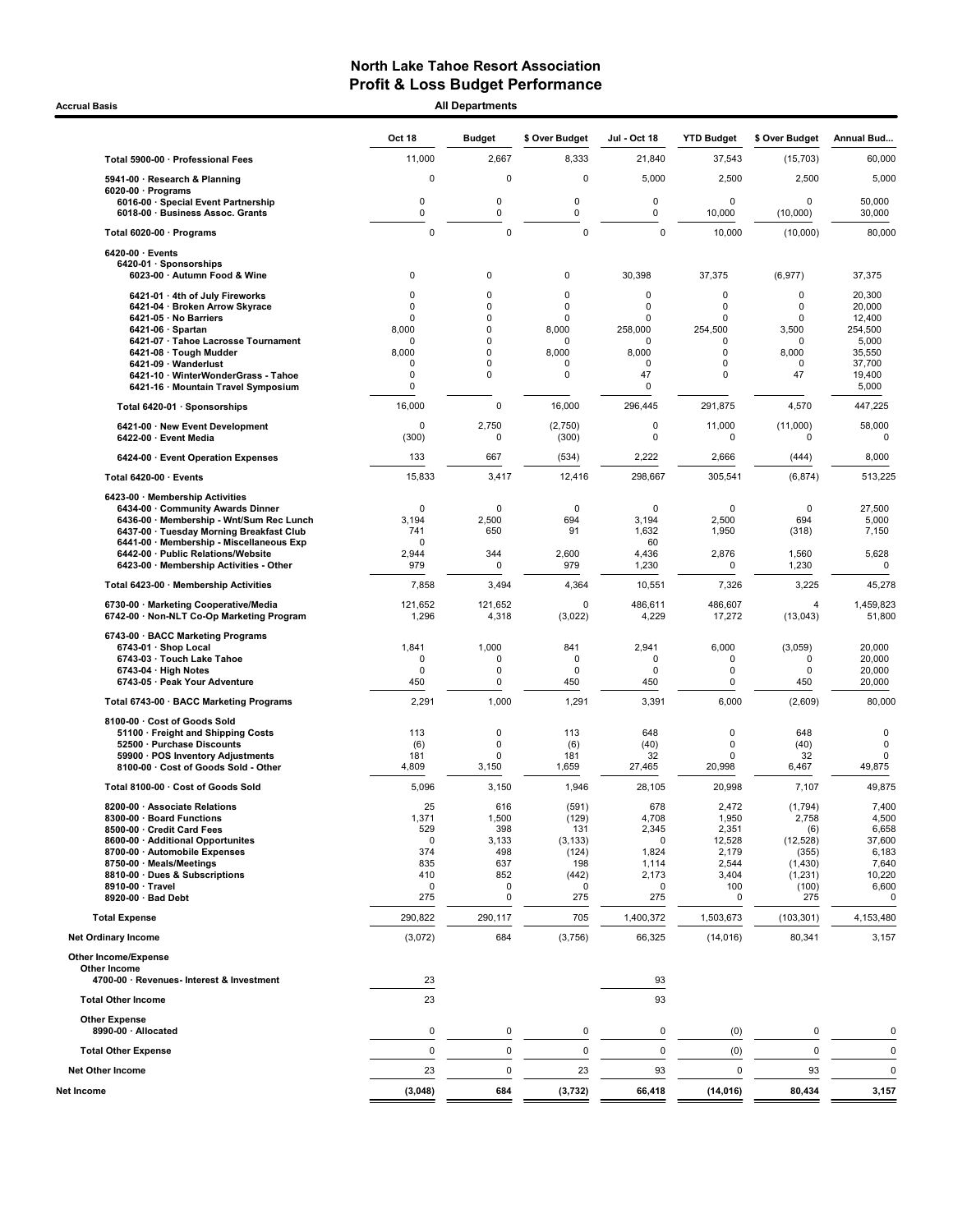# North Lake Tahoe Resort Association
## Profit & Loss Budget Performance

**Accrual Basis** — **All Departments**

| | Oct 18 | Budget | $ Over Budget | Jul - Oct 18 | YTD Budget | $ Over Budget | Annual Bud... |
|---|---|---|---|---|---|---|---|
| **Total 5900-00 · Professional Fees** | 11,000 | 2,667 | 8,333 | 21,840 | 37,543 | (15,703) | 60,000 |
| **5941-00 · Research & Planning** | 0 | 0 | 0 | 5,000 | 2,500 | 2,500 | 5,000 |
| **6020-00 · Programs** | | | | | | | |
| **6016-00 · Special Event Partnership** | 0 | 0 | 0 | 0 | 0 | 0 | 50,000 |
| **6018-00 · Business Assoc. Grants** | 0 | 0 | 0 | 0 | 10,000 | (10,000) | 30,000 |
| **Total 6020-00 · Programs** | 0 | 0 | 0 | 0 | 10,000 | (10,000) | 80,000 |
| **6420-00 · Events** | | | | | | | |
| **6420-01 · Sponsorships** | | | | | | | |
| **6023-00 · Autumn Food & Wine** | 0 | 0 | 0 | 30,398 | 37,375 | (6,977) | 37,375 |
| **6421-01 · 4th of July Fireworks** | 0 | 0 | 0 | 0 | 0 | 0 | 20,300 |
| **6421-04 · Broken Arrow Skyrace** | 0 | 0 | 0 | 0 | 0 | 0 | 20,000 |
| **6421-05 · No Barriers** | 0 | 0 | 0 | 0 | 0 | 0 | 12,400 |
| **6421-06 · Spartan** | 8,000 | 0 | 8,000 | 258,000 | 254,500 | 3,500 | 254,500 |
| **6421-07 · Tahoe Lacrosse Tournament** | 0 | 0 | 0 | 0 | 0 | 0 | 5,000 |
| **6421-08 · Tough Mudder** | 8,000 | 0 | 8,000 | 8,000 | 0 | 8,000 | 35,550 |
| **6421-09 · Wanderlust** | 0 | 0 | 0 | 0 | 0 | 0 | 37,700 |
| **6421-10 · WinterWonderGrass - Tahoe** | 0 | 0 | 0 | 47 | 0 | 47 | 19,400 |
| **6421-16 · Mountain Travel Symposium** | 0 | | | 0 | | | 5,000 |
| **Total 6420-01 · Sponsorships** | 16,000 | 0 | 16,000 | 296,445 | 291,875 | 4,570 | 447,225 |
| **6421-00 · New Event Development** | 0 | 2,750 | (2,750) | 0 | 11,000 | (11,000) | 58,000 |
| **6422-00 · Event Media** | (300) | 0 | (300) | 0 | 0 | 0 | 0 |
| **6424-00 · Event Operation Expenses** | 133 | 667 | (534) | 2,222 | 2,666 | (444) | 8,000 |
| **Total 6420-00 · Events** | 15,833 | 3,417 | 12,416 | 298,667 | 305,541 | (6,874) | 513,225 |
| **6423-00 · Membership Activities** | | | | | | | |
| **6434-00 · Community Awards Dinner** | 0 | 0 | 0 | 0 | 0 | 0 | 27,500 |
| **6436-00 · Membership - Wnt/Sum Rec Lunch** | 3,194 | 2,500 | 694 | 3,194 | 2,500 | 694 | 5,000 |
| **6437-00 · Tuesday Morning Breakfast Club** | 741 | 650 | 91 | 1,632 | 1,950 | (318) | 7,150 |
| **6441-00 · Membership - Miscellaneous Exp** | 0 | | | 60 | | | |
| **6442-00 · Public Relations/Website** | 2,944 | 344 | 2,600 | 4,436 | 2,876 | 1,560 | 5,628 |
| **6423-00 · Membership Activities - Other** | 979 | 0 | 979 | 1,230 | 0 | 1,230 | 0 |
| **Total 6423-00 · Membership Activities** | 7,858 | 3,494 | 4,364 | 10,551 | 7,326 | 3,225 | 45,278 |
| **6730-00 · Marketing Cooperative/Media** | 121,652 | 121,652 | 0 | 486,611 | 486,607 | 4 | 1,459,823 |
| **6742-00 · Non-NLT Co-Op Marketing Program** | 1,296 | 4,318 | (3,022) | 4,229 | 17,272 | (13,043) | 51,800 |
| **6743-00 · BACC Marketing Programs** | | | | | | | |
| **6743-01 · Shop Local** | 1,841 | 1,000 | 841 | 2,941 | 6,000 | (3,059) | 20,000 |
| **6743-03 · Touch Lake Tahoe** | 0 | 0 | 0 | 0 | 0 | 0 | 20,000 |
| **6743-04 · High Notes** | 0 | 0 | 0 | 0 | 0 | 0 | 20,000 |
| **6743-05 · Peak Your Adventure** | 450 | 0 | 450 | 450 | 0 | 450 | 20,000 |
| **Total 6743-00 · BACC Marketing Programs** | 2,291 | 1,000 | 1,291 | 3,391 | 6,000 | (2,609) | 80,000 |
| **8100-00 · Cost of Goods Sold** | | | | | | | |
| **51100 · Freight and Shipping Costs** | 113 | 0 | 113 | 648 | 0 | 648 | 0 |
| **52500 · Purchase Discounts** | (6) | 0 | (6) | (40) | 0 | (40) | 0 |
| **59900 · POS Inventory Adjustments** | 181 | 0 | 181 | 32 | 0 | 32 | 0 |
| **8100-00 · Cost of Goods Sold - Other** | 4,809 | 3,150 | 1,659 | 27,465 | 20,998 | 6,467 | 49,875 |
| **Total 8100-00 · Cost of Goods Sold** | 5,096 | 3,150 | 1,946 | 28,105 | 20,998 | 7,107 | 49,875 |
| **8200-00 · Associate Relations** | 25 | 616 | (591) | 678 | 2,472 | (1,794) | 7,400 |
| **8300-00 · Board Functions** | 1,371 | 1,500 | (129) | 4,708 | 1,950 | 2,758 | 4,500 |
| **8500-00 · Credit Card Fees** | 529 | 398 | 131 | 2,345 | 2,351 | (6) | 6,658 |
| **8600-00 · Additional Opportunites** | 0 | 3,133 | (3,133) | 0 | 12,528 | (12,528) | 37,600 |
| **8700-00 · Automobile Expenses** | 374 | 498 | (124) | 1,824 | 2,179 | (355) | 6,183 |
| **8750-00 · Meals/Meetings** | 835 | 637 | 198 | 1,114 | 2,544 | (1,430) | 7,640 |
| **8810-00 · Dues & Subscriptions** | 410 | 852 | (442) | 2,173 | 3,404 | (1,231) | 10,220 |
| **8910-00 · Travel** | 0 | 0 | 0 | 0 | 100 | (100) | 6,600 |
| **8920-00 · Bad Debt** | 275 | 0 | 275 | 275 | 0 | 275 | 0 |
| **Total Expense** | 290,822 | 290,117 | 705 | 1,400,372 | 1,503,673 | (103,301) | 4,153,480 |
| **Net Ordinary Income** | (3,072) | 684 | (3,756) | 66,325 | (14,016) | 80,341 | 3,157 |
| **Other Income/Expense** | | | | | | | |
| **Other Income** | | | | | | | |
| **4700-00 · Revenues- Interest & Investment** | 23 | | | 93 | | | |
| **Total Other Income** | 23 | | | 93 | | | |
| **Other Expense** | | | | | | | |
| **8990-00 · Allocated** | 0 | 0 | 0 | 0 | (0) | 0 | 0 |
| **Total Other Expense** | 0 | 0 | 0 | 0 | (0) | 0 | 0 |
| **Net Other Income** | 23 | 0 | 23 | 93 | 0 | 93 | 0 |
| **Net Income** | (3,048) | 684 | (3,732) | 66,418 | (14,016) | 80,434 | 3,157 |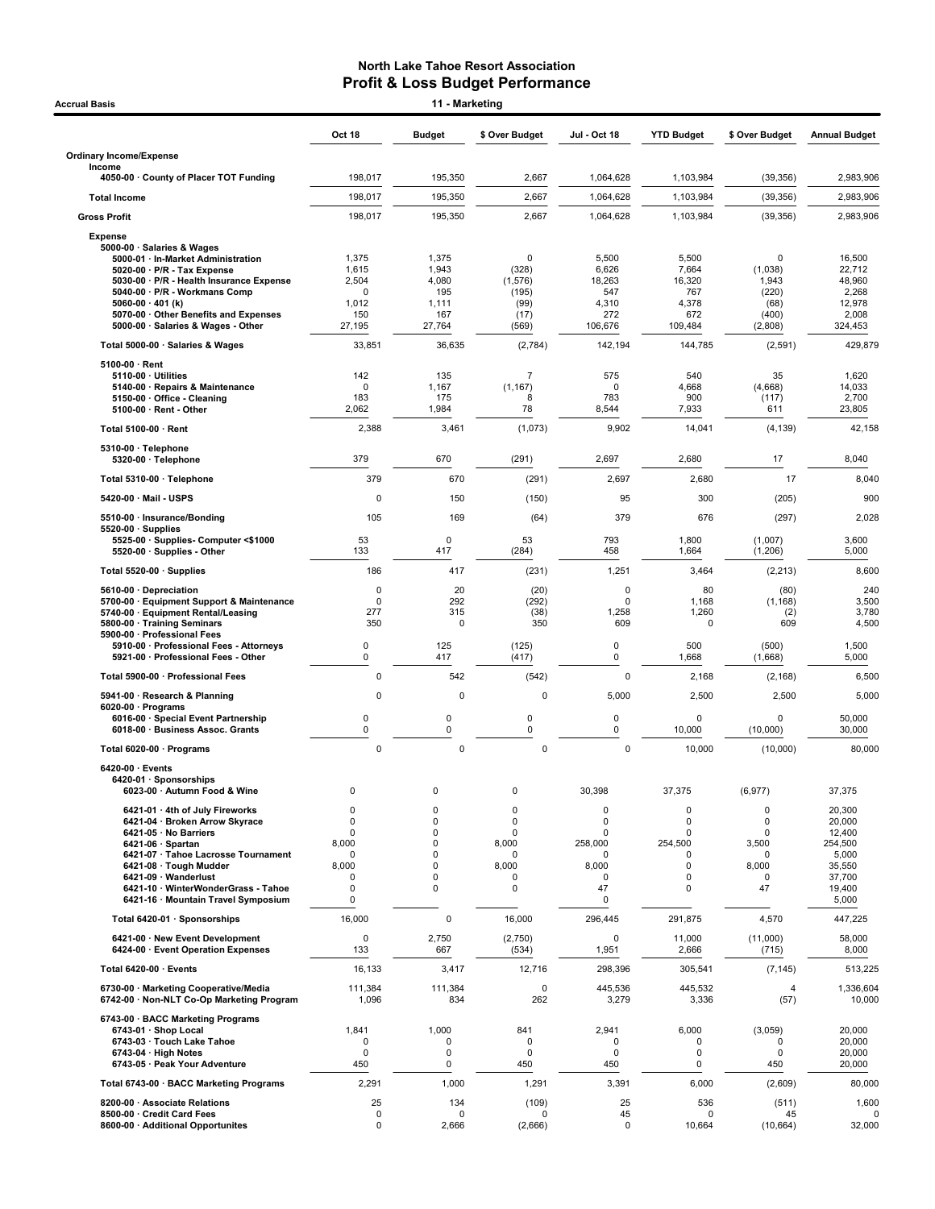# North Lake Tahoe Resort Association
## Profit & Loss Budget Performance

Accrual Basis — 11 - Marketing

| | Oct 18 | Budget | $ Over Budget | Jul - Oct 18 | YTD Budget | $ Over Budget | Annual Budget |
|---|---|---|---|---|---|---|---|
| **Ordinary Income/Expense** | | | | | | | |
| Income | | | | | | | |
| 4050-00 · County of Placer TOT Funding | 198,017 | 195,350 | 2,667 | 1,064,628 | 1,103,984 | (39,356) | 2,983,906 |
| **Total Income** | 198,017 | 195,350 | 2,667 | 1,064,628 | 1,103,984 | (39,356) | 2,983,906 |
| **Gross Profit** | 198,017 | 195,350 | 2,667 | 1,064,628 | 1,103,984 | (39,356) | 2,983,906 |
| Expense | | | | | | | |
| 5000-00 · Salaries & Wages | | | | | | | |
| 5000-01 · In-Market Administration | 1,375 | 1,375 | 0 | 5,500 | 5,500 | 0 | 16,500 |
| 5020-00 · P/R - Tax Expense | 1,615 | 1,943 | (328) | 6,626 | 7,664 | (1,038) | 22,712 |
| 5030-00 · P/R - Health Insurance Expense | 2,504 | 4,080 | (1,576) | 18,263 | 16,320 | 1,943 | 48,960 |
| 5040-00 · P/R - Workmans Comp | 0 | 195 | (195) | 547 | 767 | (220) | 2,268 |
| 5060-00 · 401 (k) | 1,012 | 1,111 | (99) | 4,310 | 4,378 | (68) | 12,978 |
| 5070-00 · Other Benefits and Expenses | 150 | 167 | (17) | 272 | 672 | (400) | 2,008 |
| 5000-00 · Salaries & Wages - Other | 27,195 | 27,764 | (569) | 106,676 | 109,484 | (2,808) | 324,453 |
| Total 5000-00 · Salaries & Wages | 33,851 | 36,635 | (2,784) | 142,194 | 144,785 | (2,591) | 429,879 |
| 5100-00 · Rent | | | | | | | |
| 5110-00 · Utilities | 142 | 135 | 7 | 575 | 540 | 35 | 1,620 |
| 5140-00 · Repairs & Maintenance | 0 | 1,167 | (1,167) | 0 | 4,668 | (4,668) | 14,033 |
| 5150-00 · Office - Cleaning | 183 | 175 | 8 | 783 | 900 | (117) | 2,700 |
| 5100-00 · Rent - Other | 2,062 | 1,984 | 78 | 8,544 | 7,933 | 611 | 23,805 |
| Total 5100-00 · Rent | 2,388 | 3,461 | (1,073) | 9,902 | 14,041 | (4,139) | 42,158 |
| 5310-00 · Telephone | | | | | | | |
| 5320-00 · Telephone | 379 | 670 | (291) | 2,697 | 2,680 | 17 | 8,040 |
| Total 5310-00 · Telephone | 379 | 670 | (291) | 2,697 | 2,680 | 17 | 8,040 |
| 5420-00 · Mail - USPS | 0 | 150 | (150) | 95 | 300 | (205) | 900 |
| 5510-00 · Insurance/Bonding | 105 | 169 | (64) | 379 | 676 | (297) | 2,028 |
| 5520-00 · Supplies | | | | | | | |
| 5525-00 · Supplies- Computer <$1000 | 53 | 0 | 53 | 793 | 1,800 | (1,007) | 3,600 |
| 5520-00 · Supplies - Other | 133 | 417 | (284) | 458 | 1,664 | (1,206) | 5,000 |
| Total 5520-00 · Supplies | 186 | 417 | (231) | 1,251 | 3,464 | (2,213) | 8,600 |
| 5610-00 · Depreciation | 0 | 20 | (20) | 0 | 80 | (80) | 240 |
| 5700-00 · Equipment Support & Maintenance | 0 | 292 | (292) | 0 | 1,168 | (1,168) | 3,500 |
| 5740-00 · Equipment Rental/Leasing | 277 | 315 | (38) | 1,258 | 1,260 | (2) | 3,780 |
| 5800-00 · Training Seminars | 350 | 0 | 350 | 609 | 0 | 609 | 4,500 |
| 5900-00 · Professional Fees | | | | | | | |
| 5910-00 · Professional Fees - Attorneys | 0 | 125 | (125) | 0 | 500 | (500) | 1,500 |
| 5921-00 · Professional Fees - Other | 0 | 417 | (417) | 0 | 1,668 | (1,668) | 5,000 |
| Total 5900-00 · Professional Fees | 0 | 542 | (542) | 0 | 2,168 | (2,168) | 6,500 |
| 5941-00 · Research & Planning | 0 | 0 | 0 | 5,000 | 2,500 | 2,500 | 5,000 |
| 6020-00 · Programs | | | | | | | |
| 6016-00 · Special Event Partnership | 0 | 0 | 0 | 0 | 0 | 0 | 50,000 |
| 6018-00 · Business Assoc. Grants | 0 | 0 | 0 | 0 | 10,000 | (10,000) | 30,000 |
| Total 6020-00 · Programs | 0 | 0 | 0 | 0 | 10,000 | (10,000) | 80,000 |
| 6420-00 · Events | | | | | | | |
| 6420-01 · Sponsorships | | | | | | | |
| 6023-00 · Autumn Food & Wine | 0 | 0 | 0 | 30,398 | 37,375 | (6,977) | 37,375 |
| 6421-01 · 4th of July Fireworks | 0 | 0 | 0 | 0 | 0 | 0 | 20,300 |
| 6421-04 · Broken Arrow Skyrace | 0 | 0 | 0 | 0 | 0 | 0 | 20,000 |
| 6421-05 · No Barriers | 0 | 0 | 0 | 0 | 0 | 0 | 12,400 |
| 6421-06 · Spartan | 8,000 | 0 | 8,000 | 258,000 | 254,500 | 3,500 | 254,500 |
| 6421-07 · Tahoe Lacrosse Tournament | 0 | 0 | 0 | 0 | 0 | 0 | 5,000 |
| 6421-08 · Tough Mudder | 8,000 | 0 | 8,000 | 8,000 | 0 | 8,000 | 35,550 |
| 6421-09 · Wanderlust | 0 | 0 | 0 | 0 | 0 | 0 | 37,700 |
| 6421-10 · WinterWonderGrass - Tahoe | 0 | 0 | 0 | 47 | 0 | 47 | 19,400 |
| 6421-16 · Mountain Travel Symposium | 0 | | | 0 | | | 5,000 |
| Total 6420-01 · Sponsorships | 16,000 | 0 | 16,000 | 296,445 | 291,875 | 4,570 | 447,225 |
| 6421-00 · New Event Development | 0 | 2,750 | (2,750) | 0 | 11,000 | (11,000) | 58,000 |
| 6424-00 · Event Operation Expenses | 133 | 667 | (534) | 1,951 | 2,666 | (715) | 8,000 |
| Total 6420-00 · Events | 16,133 | 3,417 | 12,716 | 298,396 | 305,541 | (7,145) | 513,225 |
| 6730-00 · Marketing Cooperative/Media | 111,384 | 111,384 | 0 | 445,536 | 445,532 | 4 | 1,336,604 |
| 6742-00 · Non-NLT Co-Op Marketing Program | 1,096 | 834 | 262 | 3,279 | 3,336 | (57) | 10,000 |
| 6743-00 · BACC Marketing Programs | | | | | | | |
| 6743-01 · Shop Local | 1,841 | 1,000 | 841 | 2,941 | 6,000 | (3,059) | 20,000 |
| 6743-03 · Touch Lake Tahoe | 0 | 0 | 0 | 0 | 0 | 0 | 20,000 |
| 6743-04 · High Notes | 0 | 0 | 0 | 0 | 0 | 0 | 20,000 |
| 6743-05 · Peak Your Adventure | 450 | 0 | 450 | 450 | 0 | 450 | 20,000 |
| Total 6743-00 · BACC Marketing Programs | 2,291 | 1,000 | 1,291 | 3,391 | 6,000 | (2,609) | 80,000 |
| 8200-00 · Associate Relations | 25 | 134 | (109) | 25 | 536 | (511) | 1,600 |
| 8500-00 · Credit Card Fees | 0 | 0 | 0 | 45 | 0 | 45 | 0 |
| 8600-00 · Additional Opportunites | 0 | 2,666 | (2,666) | 0 | 10,664 | (10,664) | 32,000 |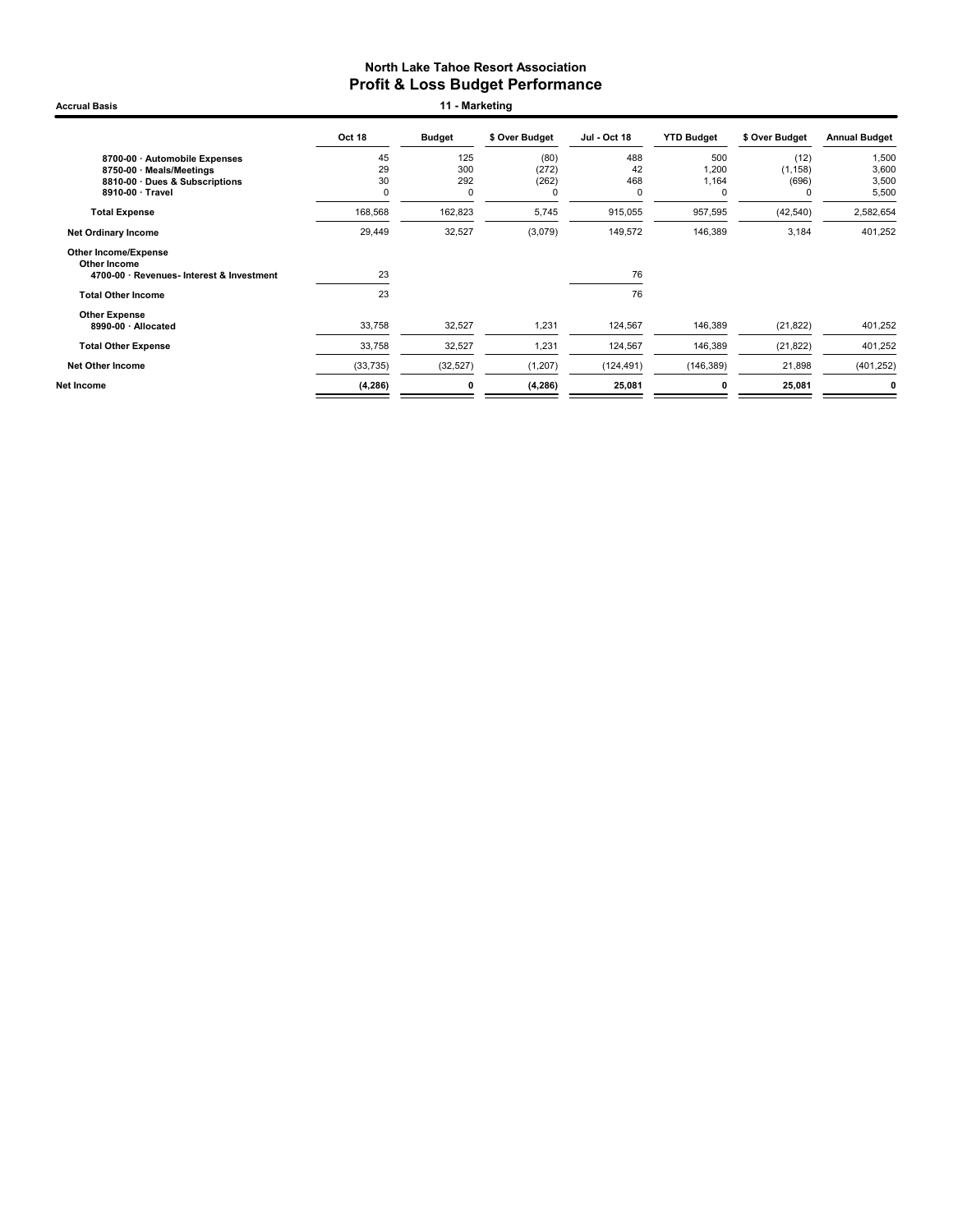# North Lake Tahoe Resort Association
## Profit & Loss Budget Performance

**Accrual Basis**

**11 - Marketing**

| | Oct 18 | Budget | $ Over Budget | Jul - Oct 18 | YTD Budget | $ Over Budget | Annual Budget |
|---|---|---|---|---|---|---|---|
| 8700-00 · Automobile Expenses | 45 | 125 | (80) | 488 | 500 | (12) | 1,500 |
| 8750-00 · Meals/Meetings | 29 | 300 | (272) | 42 | 1,200 | (1,158) | 3,600 |
| 8810-00 · Dues & Subscriptions | 30 | 292 | (262) | 468 | 1,164 | (696) | 3,500 |
| 8910-00 · Travel | 0 | 0 | 0 | 0 | 0 | 0 | 5,500 |
| **Total Expense** | 168,568 | 162,823 | 5,745 | 915,055 | 957,595 | (42,540) | 2,582,654 |
| **Net Ordinary Income** | 29,449 | 32,527 | (3,079) | 149,572 | 146,389 | 3,184 | 401,252 |
| **Other Income/Expense** | | | | | | | |
| **Other Income** | | | | | | | |
| 4700-00 · Revenues- Interest & Investment | 23 | | | 76 | | | |
| **Total Other Income** | 23 | | | 76 | | | |
| **Other Expense** | | | | | | | |
| 8990-00 · Allocated | 33,758 | 32,527 | 1,231 | 124,567 | 146,389 | (21,822) | 401,252 |
| **Total Other Expense** | 33,758 | 32,527 | 1,231 | 124,567 | 146,389 | (21,822) | 401,252 |
| **Net Other Income** | (33,735) | (32,527) | (1,207) | (124,491) | (146,389) | 21,898 | (401,252) |
| **Net Income** | **(4,286)** | **0** | **(4,286)** | **25,081** | **0** | **25,081** | **0** |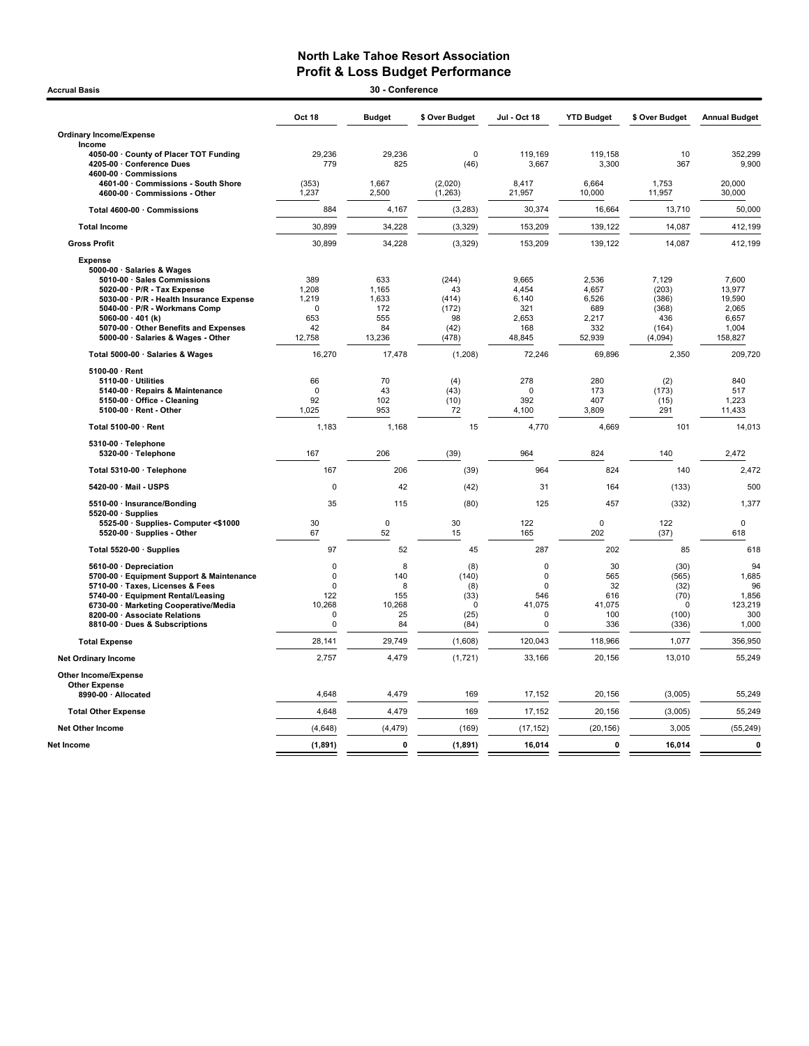# North Lake Tahoe Resort Association
## Profit & Loss Budget Performance

**Accrual Basis** — **30 - Conference**

| | Oct 18 | Budget | $ Over Budget | Jul - Oct 18 | YTD Budget | $ Over Budget | Annual Budget |
|---|---|---|---|---|---|---|---|
| **Ordinary Income/Expense** | | | | | | | |
| **Income** | | | | | | | |
| 4050-00 · County of Placer TOT Funding | 29,236 | 29,236 | 0 | 119,169 | 119,158 | 10 | 352,299 |
| 4205-00 · Conference Dues | 779 | 825 | (46) | 3,667 | 3,300 | 367 | 9,900 |
| 4600-00 · Commissions | | | | | | | |
| 4601-00 · Commissions - South Shore | (353) | 1,667 | (2,020) | 8,417 | 6,664 | 1,753 | 20,000 |
| 4600-00 · Commissions - Other | 1,237 | 2,500 | (1,263) | 21,957 | 10,000 | 11,957 | 30,000 |
| **Total 4600-00 · Commissions** | 884 | 4,167 | (3,283) | 30,374 | 16,664 | 13,710 | 50,000 |
| **Total Income** | 30,899 | 34,228 | (3,329) | 153,209 | 139,122 | 14,087 | 412,199 |
| **Gross Profit** | 30,899 | 34,228 | (3,329) | 153,209 | 139,122 | 14,087 | 412,199 |
| **Expense** | | | | | | | |
| 5000-00 · Salaries & Wages | | | | | | | |
| 5010-00 · Sales Commissions | 389 | 633 | (244) | 9,665 | 2,536 | 7,129 | 7,600 |
| 5020-00 · P/R - Tax Expense | 1,208 | 1,165 | 43 | 4,454 | 4,657 | (203) | 13,977 |
| 5030-00 · P/R - Health Insurance Expense | 1,219 | 1,633 | (414) | 6,140 | 6,526 | (386) | 19,590 |
| 5040-00 · P/R - Workmans Comp | 0 | 172 | (172) | 321 | 689 | (368) | 2,065 |
| 5060-00 · 401 (k) | 653 | 555 | 98 | 2,653 | 2,217 | 436 | 6,657 |
| 5070-00 · Other Benefits and Expenses | 42 | 84 | (42) | 168 | 332 | (164) | 1,004 |
| 5000-00 · Salaries & Wages - Other | 12,758 | 13,236 | (478) | 48,845 | 52,939 | (4,094) | 158,827 |
| **Total 5000-00 · Salaries & Wages** | 16,270 | 17,478 | (1,208) | 72,246 | 69,896 | 2,350 | 209,720 |
| 5100-00 · Rent | | | | | | | |
| 5110-00 · Utilities | 66 | 70 | (4) | 278 | 280 | (2) | 840 |
| 5140-00 · Repairs & Maintenance | 0 | 43 | (43) | 0 | 173 | (173) | 517 |
| 5150-00 · Office - Cleaning | 92 | 102 | (10) | 392 | 407 | (15) | 1,223 |
| 5100-00 · Rent - Other | 1,025 | 953 | 72 | 4,100 | 3,809 | 291 | 11,433 |
| **Total 5100-00 · Rent** | 1,183 | 1,168 | 15 | 4,770 | 4,669 | 101 | 14,013 |
| 5310-00 · Telephone | | | | | | | |
| 5320-00 · Telephone | 167 | 206 | (39) | 964 | 824 | 140 | 2,472 |
| **Total 5310-00 · Telephone** | 167 | 206 | (39) | 964 | 824 | 140 | 2,472 |
| 5420-00 · Mail - USPS | 0 | 42 | (42) | 31 | 164 | (133) | 500 |
| 5510-00 · Insurance/Bonding | 35 | 115 | (80) | 125 | 457 | (332) | 1,377 |
| 5520-00 · Supplies | | | | | | | |
| 5525-00 · Supplies- Computer <$1000 | 30 | 0 | 30 | 122 | 0 | 122 | 0 |
| 5520-00 · Supplies - Other | 67 | 52 | 15 | 165 | 202 | (37) | 618 |
| **Total 5520-00 · Supplies** | 97 | 52 | 45 | 287 | 202 | 85 | 618 |
| 5610-00 · Depreciation | 0 | 8 | (8) | 0 | 30 | (30) | 94 |
| 5700-00 · Equipment Support & Maintenance | 0 | 140 | (140) | 0 | 565 | (565) | 1,685 |
| 5710-00 · Taxes, Licenses & Fees | 0 | 8 | (8) | 0 | 32 | (32) | 96 |
| 5740-00 · Equipment Rental/Leasing | 122 | 155 | (33) | 546 | 616 | (70) | 1,856 |
| 6730-00 · Marketing Cooperative/Media | 10,268 | 10,268 | 0 | 41,075 | 41,075 | 0 | 123,219 |
| 8200-00 · Associate Relations | 0 | 25 | (25) | 0 | 100 | (100) | 300 |
| 8810-00 · Dues & Subscriptions | 0 | 84 | (84) | 0 | 336 | (336) | 1,000 |
| **Total Expense** | 28,141 | 29,749 | (1,608) | 120,043 | 118,966 | 1,077 | 356,950 |
| **Net Ordinary Income** | 2,757 | 4,479 | (1,721) | 33,166 | 20,156 | 13,010 | 55,249 |
| **Other Income/Expense** | | | | | | | |
| **Other Expense** | | | | | | | |
| 8990-00 · Allocated | 4,648 | 4,479 | 169 | 17,152 | 20,156 | (3,005) | 55,249 |
| **Total Other Expense** | 4,648 | 4,479 | 169 | 17,152 | 20,156 | (3,005) | 55,249 |
| **Net Other Income** | (4,648) | (4,479) | (169) | (17,152) | (20,156) | 3,005 | (55,249) |
| **Net Income** | **(1,891)** | **0** | **(1,891)** | **16,014** | **0** | **16,014** | **0** |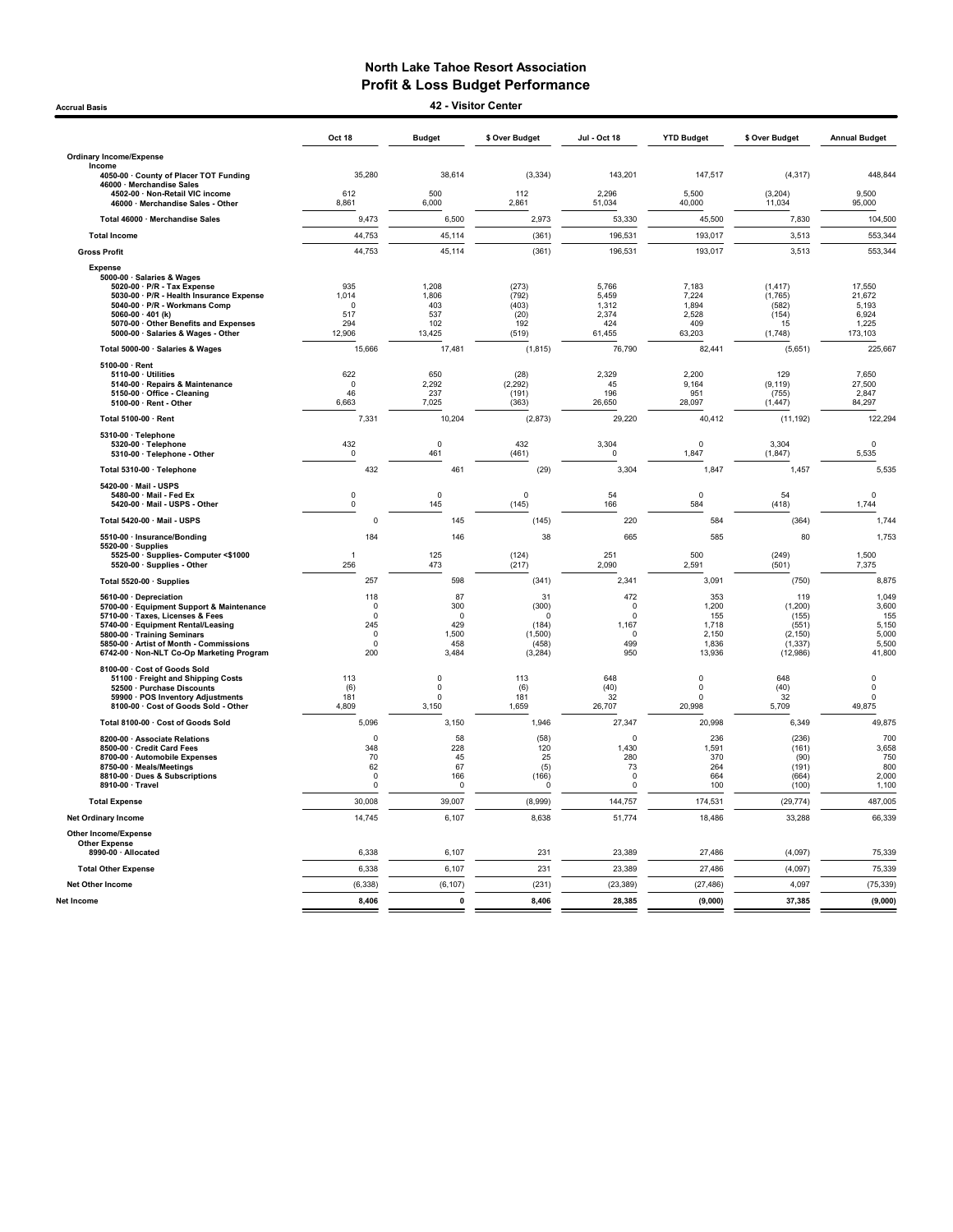# North Lake Tahoe Resort Association
## Profit & Loss Budget Performance
### 42 - Visitor Center

Accrual Basis

| | Oct 18 | Budget | $ Over Budget | Jul - Oct 18 | YTD Budget | $ Over Budget | Annual Budget |
|---|---|---|---|---|---|---|---|
| **Ordinary Income/Expense** | | | | | | | |
| **Income** | | | | | | | |
| 4050-00 · County of Placer TOT Funding | 35,280 | 38,614 | (3,334) | 143,201 | 147,517 | (4,317) | 448,844 |
| 46000 · Merchandise Sales | | | | | | | |
| 4502-00 · Non-Retail VIC income | 612 | 500 | 112 | 2,296 | 5,500 | (3,204) | 9,500 |
| 46000 · Merchandise Sales - Other | 8,861 | 6,000 | 2,861 | 51,034 | 40,000 | 11,034 | 95,000 |
| Total 46000 · Merchandise Sales | 9,473 | 6,500 | 2,973 | 53,330 | 45,500 | 7,830 | 104,500 |
| Total Income | 44,753 | 45,114 | (361) | 196,531 | 193,017 | 3,513 | 553,344 |
| Gross Profit | 44,753 | 45,114 | (361) | 196,531 | 193,017 | 3,513 | 553,344 |
| **Expense** | | | | | | | |
| 5000-00 · Salaries & Wages | | | | | | | |
| 5020-00 · P/R - Tax Expense | 935 | 1,208 | (273) | 5,766 | 7,183 | (1,417) | 17,550 |
| 5030-00 · P/R - Health Insurance Expense | 1,014 | 1,806 | (792) | 5,459 | 7,224 | (1,765) | 21,672 |
| 5040-00 · P/R - Workmans Comp | 0 | 403 | (403) | 1,312 | 1,894 | (582) | 5,193 |
| 5060-00 · 401 (k) | 517 | 537 | (20) | 2,374 | 2,528 | (154) | 6,924 |
| 5070-00 · Other Benefits and Expenses | 294 | 102 | 192 | 424 | 409 | 15 | 1,225 |
| 5000-00 · Salaries & Wages - Other | 12,906 | 13,425 | (519) | 61,455 | 63,203 | (1,748) | 173,103 |
| Total 5000-00 · Salaries & Wages | 15,666 | 17,481 | (1,815) | 76,790 | 82,441 | (5,651) | 225,667 |
| 5100-00 · Rent | | | | | | | |
| 5110-00 · Utilities | 622 | 650 | (28) | 2,329 | 2,200 | 129 | 7,650 |
| 5140-00 · Repairs & Maintenance | 0 | 2,292 | (2,292) | 45 | 9,164 | (9,119) | 27,500 |
| 5150-00 · Office - Cleaning | 46 | 237 | (191) | 196 | 951 | (755) | 2,847 |
| 5100-00 · Rent - Other | 6,663 | 7,025 | (363) | 26,650 | 28,097 | (1,447) | 84,297 |
| Total 5100-00 · Rent | 7,331 | 10,204 | (2,873) | 29,220 | 40,412 | (11,192) | 122,294 |
| 5310-00 · Telephone | | | | | | | |
| 5320-00 · Telephone | 432 | 0 | 432 | 3,304 | 0 | 3,304 | 0 |
| 5310-00 · Telephone - Other | 0 | 461 | (461) | 0 | 1,847 | (1,847) | 5,535 |
| Total 5310-00 · Telephone | 432 | 461 | (29) | 3,304 | 1,847 | 1,457 | 5,535 |
| 5420-00 · Mail - USPS | | | | | | | |
| 5480-00 · Mail - Fed Ex | 0 | 0 | 0 | 54 | 0 | 54 | 0 |
| 5420-00 · Mail - USPS - Other | 0 | 145 | (145) | 166 | 584 | (418) | 1,744 |
| Total 5420-00 · Mail - USPS | 0 | 145 | (145) | 220 | 584 | (364) | 1,744 |
| 5510-00 · Insurance/Bonding | 184 | 146 | 38 | 665 | 585 | 80 | 1,753 |
| 5520-00 · Supplies | | | | | | | |
| 5525-00 · Supplies- Computer <$1000 | 1 | 125 | (124) | 251 | 500 | (249) | 1,500 |
| 5520-00 · Supplies - Other | 256 | 473 | (217) | 2,090 | 2,591 | (501) | 7,375 |
| Total 5520-00 · Supplies | 257 | 598 | (341) | 2,341 | 3,091 | (750) | 8,875 |
| 5610-00 · Depreciation | 118 | 87 | 31 | 472 | 353 | 119 | 1,049 |
| 5700-00 · Equipment Support & Maintenance | 0 | 300 | (300) | 0 | 1,200 | (1,200) | 3,600 |
| 5710-00 · Taxes, Licenses & Fees | 0 | 0 | 0 | 0 | 155 | (155) | 155 |
| 5740-00 · Equipment Rental/Leasing | 245 | 429 | (184) | 1,167 | 1,718 | (551) | 5,150 |
| 5800-00 · Training Seminars | 0 | 1,500 | (1,500) | 0 | 2,150 | (2,150) | 5,000 |
| 5850-00 · Artist of Month - Commissions | 0 | 458 | (458) | 499 | 1,836 | (1,337) | 5,500 |
| 6742-00 · Non-NLT Co-Op Marketing Program | 200 | 3,484 | (3,284) | 950 | 13,936 | (12,986) | 41,800 |
| 8100-00 · Cost of Goods Sold | | | | | | | |
| 51100 · Freight and Shipping Costs | 113 | 0 | 113 | 648 | 0 | 648 | 0 |
| 52500 · Purchase Discounts | (6) | 0 | (6) | (40) | 0 | (40) | 0 |
| 59900 · POS Inventory Adjustments | 181 | 0 | 181 | 32 | 0 | 32 | 0 |
| 8100-00 · Cost of Goods Sold - Other | 4,809 | 3,150 | 1,659 | 26,707 | 20,998 | 5,709 | 49,875 |
| Total 8100-00 · Cost of Goods Sold | 5,096 | 3,150 | 1,946 | 27,347 | 20,998 | 6,349 | 49,875 |
| 8200-00 · Associate Relations | 0 | 58 | (58) | 0 | 236 | (236) | 700 |
| 8500-00 · Credit Card Fees | 348 | 228 | 120 | 1,430 | 1,591 | (161) | 3,658 |
| 8700-00 · Automobile Expenses | 70 | 45 | 25 | 280 | 370 | (90) | 750 |
| 8750-00 · Meals/Meetings | 62 | 67 | (5) | 73 | 264 | (191) | 800 |
| 8810-00 · Dues & Subscriptions | 0 | 166 | (166) | 0 | 664 | (664) | 2,000 |
| 8910-00 · Travel | 0 | 0 | 0 | 0 | 100 | (100) | 1,100 |
| Total Expense | 30,008 | 39,007 | (8,999) | 144,757 | 174,531 | (29,774) | 487,005 |
| Net Ordinary Income | 14,745 | 6,107 | 8,638 | 51,774 | 18,486 | 33,288 | 66,339 |
| **Other Income/Expense** | | | | | | | |
| Other Expense | | | | | | | |
| 8990-00 · Allocated | 6,338 | 6,107 | 231 | 23,389 | 27,486 | (4,097) | 75,339 |
| Total Other Expense | 6,338 | 6,107 | 231 | 23,389 | 27,486 | (4,097) | 75,339 |
| Net Other Income | (6,338) | (6,107) | (231) | (23,389) | (27,486) | 4,097 | (75,339) |
| **Net Income** | **8,406** | **0** | **8,406** | **28,385** | **(9,000)** | **37,385** | **(9,000)** |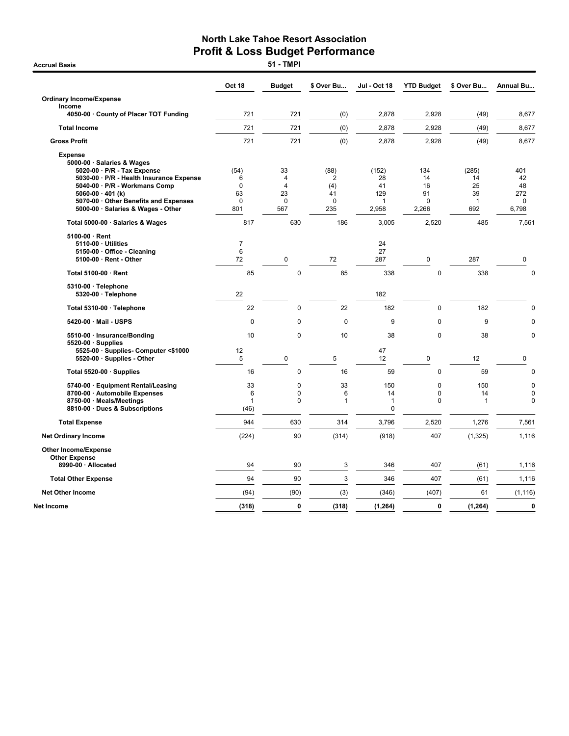# North Lake Tahoe Resort Association
## Profit & Loss Budget Performance

**Accrual Basis** — **51 - TMPI**

| | Oct 18 | Budget | $ Over Bu... | Jul - Oct 18 | YTD Budget | $ Over Bu... | Annual Bu... |
|---|---|---|---|---|---|---|---|
| **Ordinary Income/Expense** | | | | | | | |
| **Income** | | | | | | | |
| 4050-00 · County of Placer TOT Funding | 721 | 721 | (0) | 2,878 | 2,928 | (49) | 8,677 |
| **Total Income** | 721 | 721 | (0) | 2,878 | 2,928 | (49) | 8,677 |
| **Gross Profit** | 721 | 721 | (0) | 2,878 | 2,928 | (49) | 8,677 |
| **Expense** | | | | | | | |
| 5000-00 · Salaries & Wages | | | | | | | |
| 5020-00 · P/R - Tax Expense | (54) | 33 | (88) | (152) | 134 | (285) | 401 |
| 5030-00 · P/R - Health Insurance Expense | 6 | 4 | 2 | 28 | 14 | 14 | 42 |
| 5040-00 · P/R - Workmans Comp | 0 | 4 | (4) | 41 | 16 | 25 | 48 |
| 5060-00 · 401 (k) | 63 | 23 | 41 | 129 | 91 | 39 | 272 |
| 5070-00 · Other Benefits and Expenses | 0 | 0 | 0 | 1 | 0 | 1 | 0 |
| 5000-00 · Salaries & Wages - Other | 801 | 567 | 235 | 2,958 | 2,266 | 692 | 6,798 |
| Total 5000-00 · Salaries & Wages | 817 | 630 | 186 | 3,005 | 2,520 | 485 | 7,561 |
| 5100-00 · Rent | | | | | | | |
| 5110-00 · Utilities | 7 | | | 24 | | | |
| 5150-00 · Office - Cleaning | 6 | | | 27 | | | |
| 5100-00 · Rent - Other | 72 | 0 | 72 | 287 | 0 | 287 | 0 |
| Total 5100-00 · Rent | 85 | 0 | 85 | 338 | 0 | 338 | 0 |
| 5310-00 · Telephone | | | | | | | |
| 5320-00 · Telephone | 22 | | | 182 | | | |
| Total 5310-00 · Telephone | 22 | 0 | 22 | 182 | 0 | 182 | 0 |
| 5420-00 · Mail - USPS | 0 | 0 | 0 | 9 | 0 | 9 | 0 |
| 5510-00 · Insurance/Bonding | 10 | 0 | 10 | 38 | 0 | 38 | 0 |
| 5520-00 · Supplies | | | | | | | |
| 5525-00 · Supplies- Computer <$1000 | 12 | | | 47 | | | |
| 5520-00 · Supplies - Other | 5 | 0 | 5 | 12 | 0 | 12 | 0 |
| Total 5520-00 · Supplies | 16 | 0 | 16 | 59 | 0 | 59 | 0 |
| 5740-00 · Equipment Rental/Leasing | 33 | 0 | 33 | 150 | 0 | 150 | 0 |
| 8700-00 · Automobile Expenses | 6 | 0 | 6 | 14 | 0 | 14 | 0 |
| 8750-00 · Meals/Meetings | 1 | 0 | 1 | 1 | 0 | 1 | 0 |
| 8810-00 · Dues & Subscriptions | (46) | | | 0 | | | |
| **Total Expense** | 944 | 630 | 314 | 3,796 | 2,520 | 1,276 | 7,561 |
| **Net Ordinary Income** | (224) | 90 | (314) | (918) | 407 | (1,325) | 1,116 |
| **Other Income/Expense** | | | | | | | |
| **Other Expense** | | | | | | | |
| 8990-00 · Allocated | 94 | 90 | 3 | 346 | 407 | (61) | 1,116 |
| **Total Other Expense** | 94 | 90 | 3 | 346 | 407 | (61) | 1,116 |
| **Net Other Income** | (94) | (90) | (3) | (346) | (407) | 61 | (1,116) |
| **Net Income** | **(318)** | **0** | **(318)** | **(1,264)** | **0** | **(1,264)** | **0** |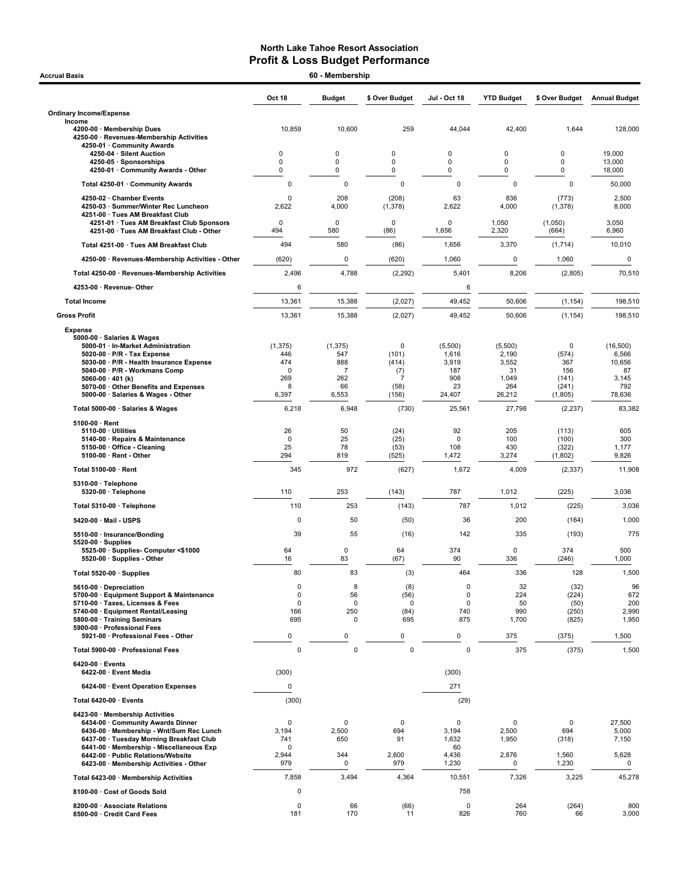# North Lake Tahoe Resort Association
## Profit & Loss Budget Performance

**Accrual Basis** — **60 - Membership**

| | Oct 18 | Budget | $ Over Budget | Jul - Oct 18 | YTD Budget | $ Over Budget | Annual Budget |
|---|---|---|---|---|---|---|---|
| **Ordinary Income/Expense** | | | | | | | |
| **Income** | | | | | | | |
| 4200-00 · Membership Dues | 10,859 | 10,600 | 259 | 44,044 | 42,400 | 1,644 | 128,000 |
| 4250-00 · Revenues-Membership Activities | | | | | | | |
| 4250-01 · Community Awards | | | | | | | |
| 4250-04 · Silent Auction | 0 | 0 | 0 | 0 | 0 | 0 | 19,000 |
| 4250-05 · Sponsorships | 0 | 0 | 0 | 0 | 0 | 0 | 13,000 |
| 4250-01 · Community Awards - Other | 0 | 0 | 0 | 0 | 0 | 0 | 18,000 |
| Total 4250-01 · Community Awards | 0 | 0 | 0 | 0 | 0 | 0 | 50,000 |
| 4250-02 · Chamber Events | 0 | 208 | (208) | 63 | 836 | (773) | 2,500 |
| 4250-03 · Summer/Winter Rec Luncheon | 2,622 | 4,000 | (1,378) | 2,622 | 4,000 | (1,378) | 8,000 |
| 4251-00 · Tues AM Breakfast Club | | | | | | | |
| 4251-01 · Tues AM Breakfast Club Sponsors | 0 | 0 | 0 | 0 | 1,050 | (1,050) | 3,050 |
| 4251-00 · Tues AM Breakfast Club - Other | 494 | 580 | (86) | 1,656 | 2,320 | (664) | 6,960 |
| Total 4251-00 · Tues AM Breakfast Club | 494 | 580 | (86) | 1,656 | 3,370 | (1,714) | 10,010 |
| 4250-00 · Revenues-Membership Activities - Other | (620) | 0 | (620) | 1,060 | 0 | 1,060 | 0 |
| Total 4250-00 · Revenues-Membership Activities | 2,496 | 4,788 | (2,292) | 5,401 | 8,206 | (2,805) | 70,510 |
| 4253-00 · Revenue- Other | 6 | | | 6 | | | |
| **Total Income** | 13,361 | 15,388 | (2,027) | 49,452 | 50,606 | (1,154) | 198,510 |
| **Gross Profit** | 13,361 | 15,388 | (2,027) | 49,452 | 50,606 | (1,154) | 198,510 |
| **Expense** | | | | | | | |
| 5000-00 · Salaries & Wages | | | | | | | |
| 5000-01 · In-Market Administration | (1,375) | (1,375) | 0 | (5,500) | (5,500) | 0 | (16,500) |
| 5020-00 · P/R - Tax Expense | 446 | 547 | (101) | 1,616 | 2,190 | (574) | 6,566 |
| 5030-00 · P/R - Health Insurance Expense | 474 | 888 | (414) | 3,919 | 3,552 | 367 | 10,656 |
| 5040-00 · P/R - Workmans Comp | 0 | 7 | (7) | 187 | 31 | 156 | 87 |
| 5060-00 · 401 (k) | 269 | 262 | 7 | 908 | 1,049 | (141) | 3,145 |
| 5070-00 · Other Benefits and Expenses | 8 | 66 | (58) | 23 | 264 | (241) | 792 |
| 5000-00 · Salaries & Wages - Other | 6,397 | 6,553 | (156) | 24,407 | 26,212 | (1,805) | 78,636 |
| Total 5000-00 · Salaries & Wages | 6,218 | 6,948 | (730) | 25,561 | 27,798 | (2,237) | 83,382 |
| 5100-00 · Rent | | | | | | | |
| 5110-00 · Utilities | 26 | 50 | (24) | 92 | 205 | (113) | 605 |
| 5140-00 · Repairs & Maintenance | 0 | 25 | (25) | 0 | 100 | (100) | 300 |
| 5150-00 · Office - Cleaning | 25 | 78 | (53) | 108 | 430 | (322) | 1,177 |
| 5100-00 · Rent - Other | 294 | 819 | (525) | 1,472 | 3,274 | (1,802) | 9,826 |
| Total 5100-00 · Rent | 345 | 972 | (627) | 1,672 | 4,009 | (2,337) | 11,908 |
| 5310-00 · Telephone | | | | | | | |
| 5320-00 · Telephone | 110 | 253 | (143) | 787 | 1,012 | (225) | 3,036 |
| Total 5310-00 · Telephone | 110 | 253 | (143) | 787 | 1,012 | (225) | 3,036 |
| 5420-00 · Mail - USPS | 0 | 50 | (50) | 36 | 200 | (164) | 1,000 |
| 5510-00 · Insurance/Bonding | 39 | 55 | (16) | 142 | 335 | (193) | 775 |
| 5520-00 · Supplies | | | | | | | |
| 5525-00 · Supplies- Computer <$1000 | 64 | 0 | 64 | 374 | 0 | 374 | 500 |
| 5520-00 · Supplies - Other | 16 | 83 | (67) | 90 | 336 | (246) | 1,000 |
| Total 5520-00 · Supplies | 80 | 83 | (3) | 464 | 336 | 128 | 1,500 |
| 5610-00 · Depreciation | 0 | 8 | (8) | 0 | 32 | (32) | 96 |
| 5700-00 · Equipment Support & Maintenance | 0 | 56 | (56) | 0 | 224 | (224) | 672 |
| 5710-00 · Taxes, Licenses & Fees | 0 | 0 | 0 | 0 | 50 | (50) | 200 |
| 5740-00 · Equipment Rental/Leasing | 166 | 250 | (84) | 740 | 990 | (250) | 2,990 |
| 5800-00 · Training Seminars | 695 | 0 | 695 | 875 | 1,700 | (825) | 1,950 |
| 5900-00 · Professional Fees | | | | | | | |
| 5921-00 · Professional Fees - Other | 0 | 0 | 0 | 0 | 375 | (375) | 1,500 |
| Total 5900-00 · Professional Fees | 0 | 0 | 0 | 0 | 375 | (375) | 1,500 |
| 6420-00 · Events | | | | | | | |
| 6422-00 · Event Media | (300) | | | (300) | | | |
| 6424-00 · Event Operation Expenses | 0 | | | 271 | | | |
| Total 6420-00 · Events | (300) | | | (29) | | | |
| 6423-00 · Membership Activities | | | | | | | |
| 6434-00 · Community Awards Dinner | 0 | 0 | 0 | 0 | 0 | 0 | 27,500 |
| 6436-00 · Membership - Wnt/Sum Rec Lunch | 3,194 | 2,500 | 694 | 3,194 | 2,500 | 694 | 5,000 |
| 6437-00 · Tuesday Morning Breakfast Club | 741 | 650 | 91 | 1,632 | 1,950 | (318) | 7,150 |
| 6441-00 · Membership - Miscellaneous Exp | 0 | | | 60 | | | |
| 6442-00 · Public Relations/Website | 2,944 | 344 | 2,600 | 4,436 | 2,876 | 1,560 | 5,628 |
| 6423-00 · Membership Activities - Other | 979 | 0 | 979 | 1,230 | 0 | 1,230 | 0 |
| Total 6423-00 · Membership Activities | 7,858 | 3,494 | 4,364 | 10,551 | 7,326 | 3,225 | 45,278 |
| 8100-00 · Cost of Goods Sold | 0 | | | 758 | | | |
| 8200-00 · Associate Relations | 0 | 66 | (66) | 0 | 264 | (264) | 800 |
| 8500-00 · Credit Card Fees | 181 | 170 | 11 | 826 | 760 | 66 | 3,000 |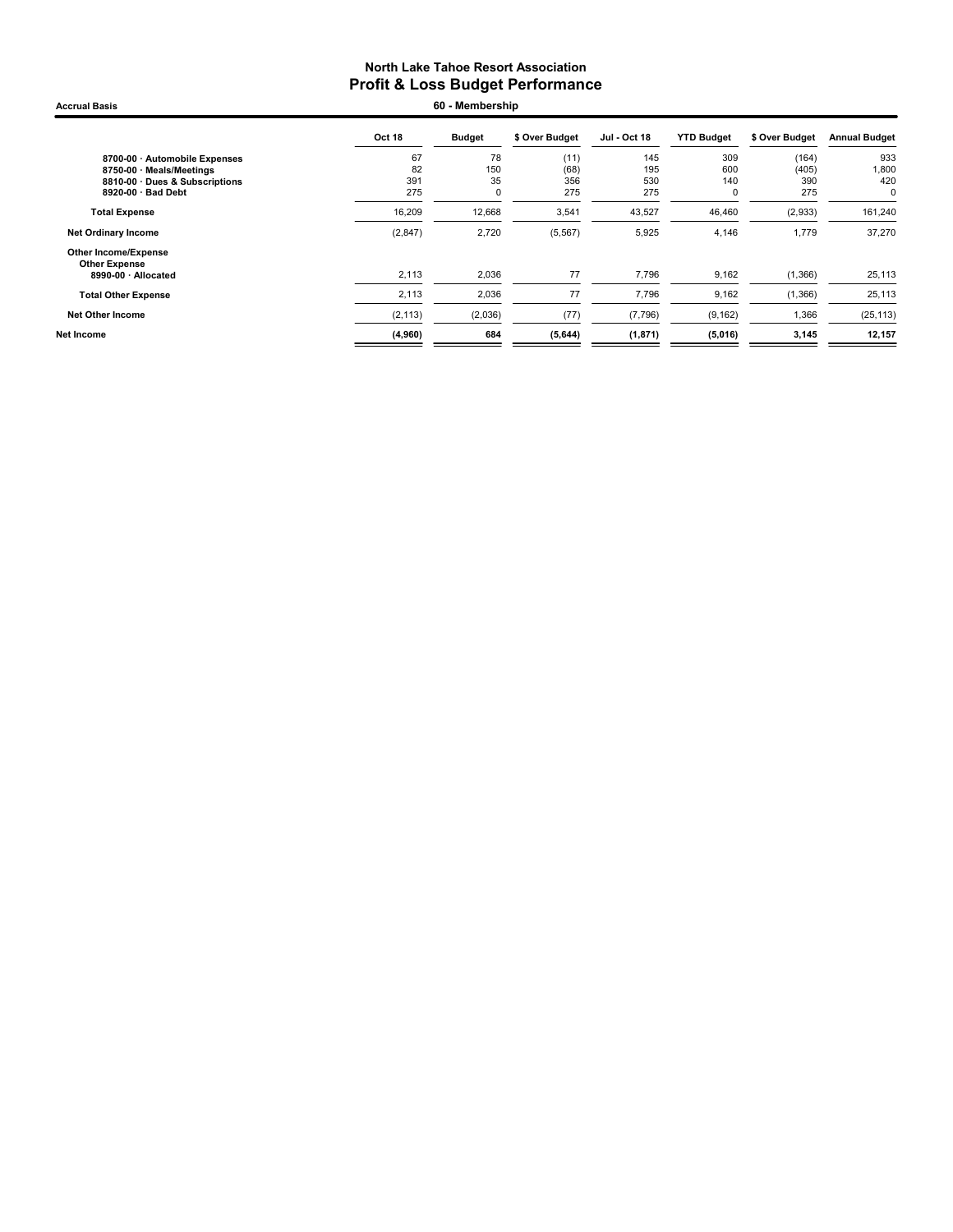# North Lake Tahoe Resort Association
## Profit & Loss Budget Performance

**Accrual Basis** — **60 - Membership**

| | Oct 18 | Budget | $ Over Budget | Jul - Oct 18 | YTD Budget | $ Over Budget | Annual Budget |
|---|---|---|---|---|---|---|---|
| 8700-00 · Automobile Expenses | 67 | 78 | (11) | 145 | 309 | (164) | 933 |
| 8750-00 · Meals/Meetings | 82 | 150 | (68) | 195 | 600 | (405) | 1,800 |
| 8810-00 · Dues & Subscriptions | 391 | 35 | 356 | 530 | 140 | 390 | 420 |
| 8920-00 · Bad Debt | 275 | 0 | 275 | 275 | 0 | 275 | 0 |
| **Total Expense** | 16,209 | 12,668 | 3,541 | 43,527 | 46,460 | (2,933) | 161,240 |
| **Net Ordinary Income** | (2,847) | 2,720 | (5,567) | 5,925 | 4,146 | 1,779 | 37,270 |
| **Other Income/Expense** | | | | | | | |
| **Other Expense** | | | | | | | |
| 8990-00 · Allocated | 2,113 | 2,036 | 77 | 7,796 | 9,162 | (1,366) | 25,113 |
| **Total Other Expense** | 2,113 | 2,036 | 77 | 7,796 | 9,162 | (1,366) | 25,113 |
| **Net Other Income** | (2,113) | (2,036) | (77) | (7,796) | (9,162) | 1,366 | (25,113) |
| **Net Income** | **(4,960)** | **684** | **(5,644)** | **(1,871)** | **(5,016)** | **3,145** | **12,157** |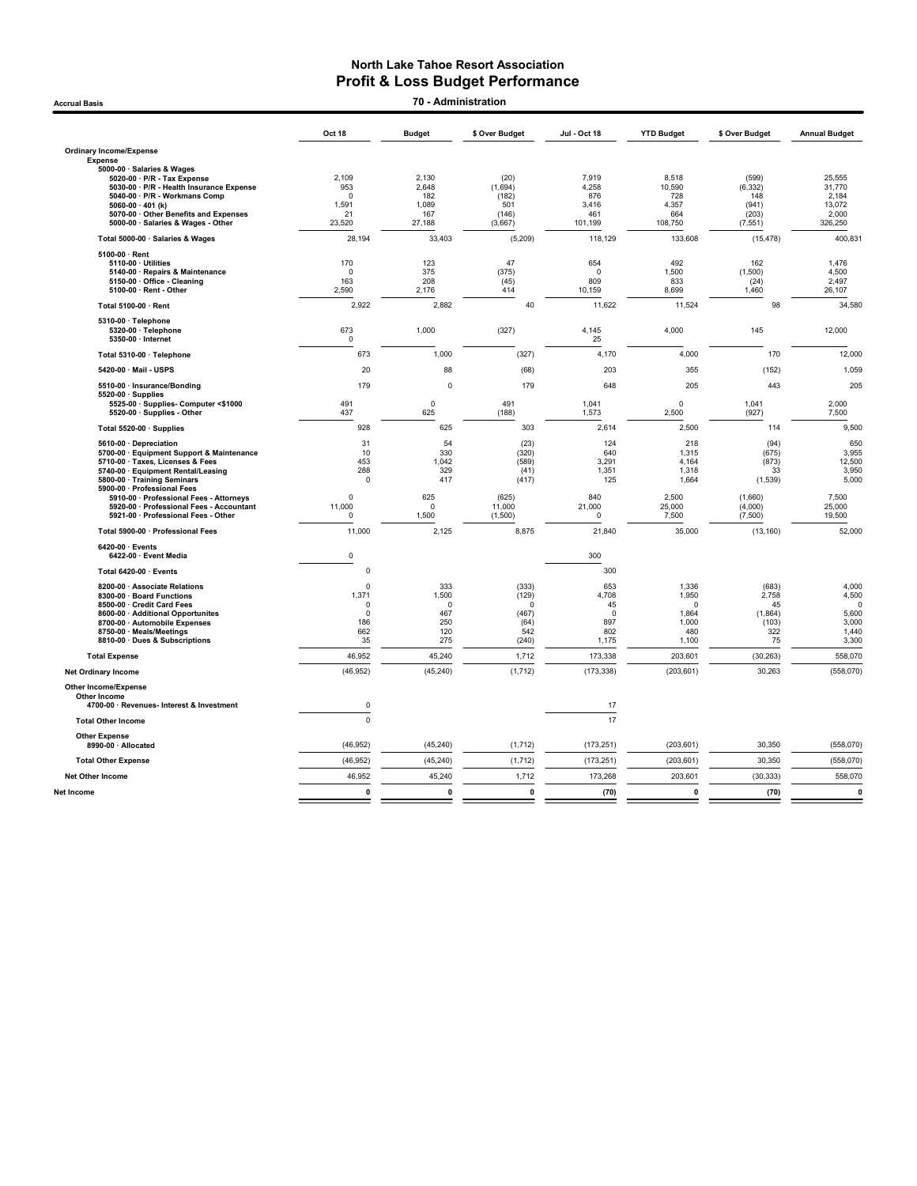# North Lake Tahoe Resort Association

## Profit & Loss Budget Performance

Accrual Basis

### 70 - Administration

| | Oct 18 | Budget | $ Over Budget | Jul - Oct 18 | YTD Budget | $ Over Budget | Annual Budget |
|---|---|---|---|---|---|---|---|
| **Ordinary Income/Expense** | | | | | | | |
| **Expense** | | | | | | | |
| 5000-00 · Salaries & Wages | | | | | | | |
| 5020-00 · P/R - Tax Expense | 2,109 | 2,130 | (20) | 7,919 | 8,518 | (599) | 25,555 |
| 5030-00 · P/R - Health Insurance Expense | 953 | 2,648 | (1,694) | 4,258 | 10,590 | (6,332) | 31,770 |
| 5040-00 · P/R - Workmans Comp | 0 | 182 | (182) | 876 | 728 | 148 | 2,184 |
| 5060-00 · 401 (k) | 1,591 | 1,089 | 501 | 3,416 | 4,357 | (941) | 13,072 |
| 5070-00 · Other Benefits and Expenses | 21 | 167 | (146) | 461 | 664 | (203) | 2,000 |
| 5000-00 · Salaries & Wages - Other | 23,520 | 27,188 | (3,667) | 101,199 | 108,750 | (7,551) | 326,250 |
| Total 5000-00 · Salaries & Wages | 28,194 | 33,403 | (5,209) | 118,129 | 133,608 | (15,478) | 400,831 |
| 5100-00 · Rent | | | | | | | |
| 5110-00 · Utilities | 170 | 123 | 47 | 654 | 492 | 162 | 1,476 |
| 5140-00 · Repairs & Maintenance | 0 | 375 | (375) | 0 | 1,500 | (1,500) | 4,500 |
| 5150-00 · Office - Cleaning | 163 | 208 | (45) | 809 | 833 | (24) | 2,497 |
| 5100-00 · Rent - Other | 2,590 | 2,176 | 414 | 10,159 | 8,699 | 1,460 | 26,107 |
| Total 5100-00 · Rent | 2,922 | 2,882 | 40 | 11,622 | 11,524 | 98 | 34,580 |
| 5310-00 · Telephone | | | | | | | |
| 5320-00 · Telephone | 673 | 1,000 | (327) | 4,145 | 4,000 | 145 | 12,000 |
| 5350-00 · Internet | 0 | | | 25 | | | |
| Total 5310-00 · Telephone | 673 | 1,000 | (327) | 4,170 | 4,000 | 170 | 12,000 |
| 5420-00 · Mail - USPS | 20 | 88 | (68) | 203 | 355 | (152) | 1,059 |
| 5510-00 · Insurance/Bonding | 179 | 0 | 179 | 648 | 205 | 443 | 205 |
| 5520-00 · Supplies | | | | | | | |
| 5525-00 · Supplies- Computer <$1000 | 491 | 0 | 491 | 1,041 | 0 | 1,041 | 2,000 |
| 5520-00 · Supplies - Other | 437 | 625 | (188) | 1,573 | 2,500 | (927) | 7,500 |
| Total 5520-00 · Supplies | 928 | 625 | 303 | 2,614 | 2,500 | 114 | 9,500 |
| 5610-00 · Depreciation | 31 | 54 | (23) | 124 | 218 | (94) | 650 |
| 5700-00 · Equipment Support & Maintenance | 10 | 330 | (320) | 640 | 1,315 | (675) | 3,955 |
| 5710-00 · Taxes, Licenses & Fees | 453 | 1,042 | (589) | 3,291 | 4,164 | (873) | 12,500 |
| 5740-00 · Equipment Rental/Leasing | 288 | 329 | (41) | 1,351 | 1,318 | 33 | 3,950 |
| 5800-00 · Training Seminars | 0 | 417 | (417) | 125 | 1,664 | (1,539) | 5,000 |
| 5900-00 · Professional Fees | | | | | | | |
| 5910-00 · Professional Fees - Attorneys | 0 | 625 | (625) | 840 | 2,500 | (1,660) | 7,500 |
| 5920-00 · Professional Fees - Accountant | 11,000 | 0 | 11,000 | 21,000 | 25,000 | (4,000) | 25,000 |
| 5921-00 · Professional Fees - Other | 0 | 1,500 | (1,500) | 0 | 7,500 | (7,500) | 19,500 |
| Total 5900-00 · Professional Fees | 11,000 | 2,125 | 8,875 | 21,840 | 35,000 | (13,160) | 52,000 |
| 6420-00 · Events | | | | | | | |
| 6422-00 · Event Media | 0 | | | 300 | | | |
| Total 6420-00 · Events | 0 | | | 300 | | | |
| 8200-00 · Associate Relations | 0 | 333 | (333) | 653 | 1,336 | (683) | 4,000 |
| 8300-00 · Board Functions | 1,371 | 1,500 | (129) | 4,708 | 1,950 | 2,758 | 4,500 |
| 8500-00 · Credit Card Fees | 0 | 0 | 0 | 45 | 0 | 45 | 0 |
| 8600-00 · Additional Opportunites | 0 | 467 | (467) | 0 | 1,864 | (1,864) | 5,600 |
| 8700-00 · Automobile Expenses | 186 | 250 | (64) | 897 | 1,000 | (103) | 3,000 |
| 8750-00 · Meals/Meetings | 662 | 120 | 542 | 802 | 480 | 322 | 1,440 |
| 8810-00 · Dues & Subscriptions | 35 | 275 | (240) | 1,175 | 1,100 | 75 | 3,300 |
| **Total Expense** | 46,952 | 45,240 | 1,712 | 173,338 | 203,601 | (30,263) | 558,070 |
| **Net Ordinary Income** | (46,952) | (45,240) | (1,712) | (173,338) | (203,601) | 30,263 | (558,070) |
| **Other Income/Expense** | | | | | | | |
| **Other Income** | | | | | | | |
| 4700-00 · Revenues- Interest & Investment | 0 | | | 17 | | | |
| **Total Other Income** | 0 | | | 17 | | | |
| **Other Expense** | | | | | | | |
| 8990-00 · Allocated | (46,952) | (45,240) | (1,712) | (173,251) | (203,601) | 30,350 | (558,070) |
| **Total Other Expense** | (46,952) | (45,240) | (1,712) | (173,251) | (203,601) | 30,350 | (558,070) |
| **Net Other Income** | 46,952 | 45,240 | 1,712 | 173,268 | 203,601 | (30,333) | 558,070 |
| **Net Income** | 0 | 0 | 0 | (70) | 0 | (70) | 0 |